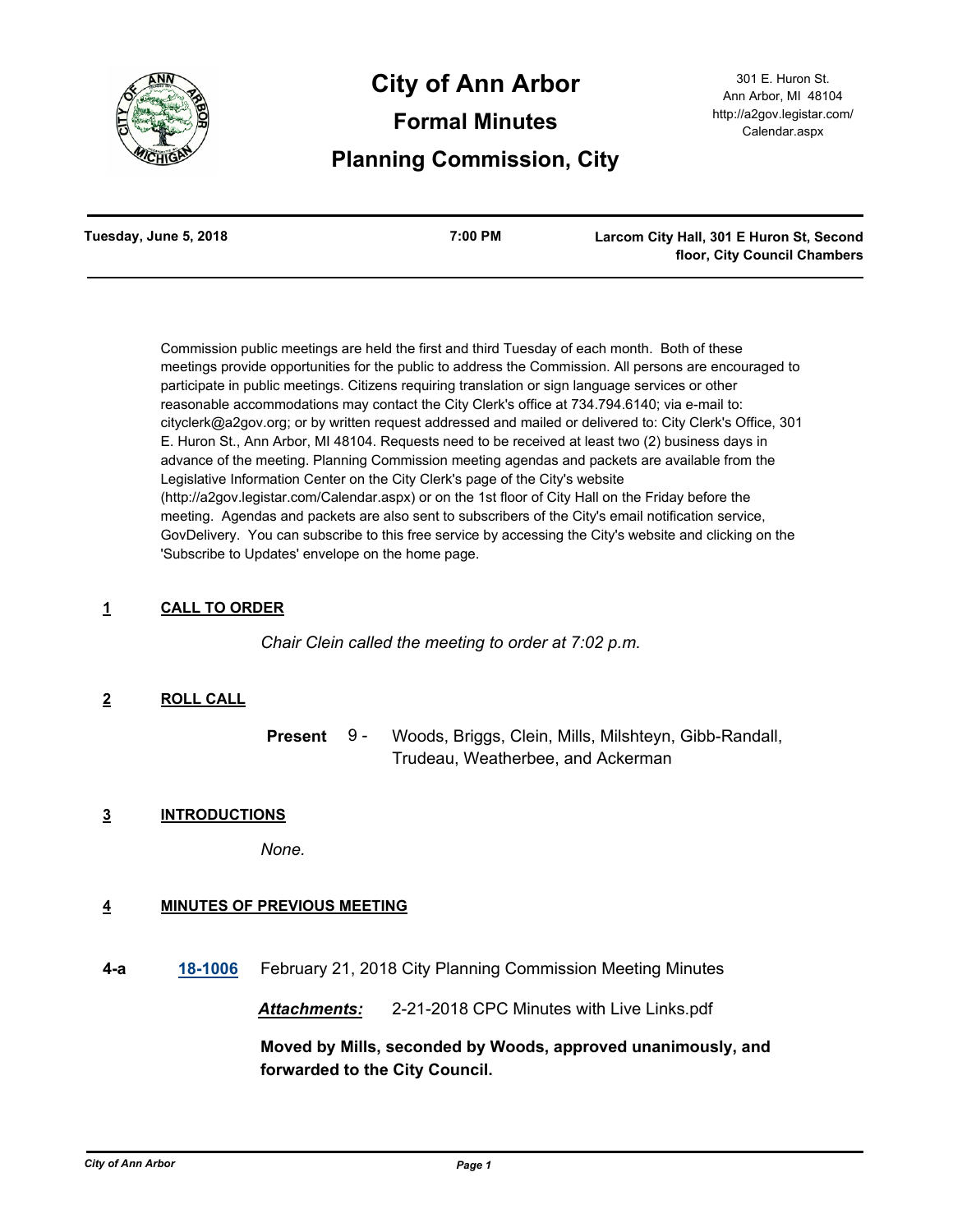# City of Ann Arbor

## Formal Minutes

## Planning Commission, City

301 E. Huron St.
Ann Arbor, MI 48104
http://a2gov.legistar.com/Calendar.aspx

**Tuesday, June 5, 2018** | **7:00 PM** | **Larcom City Hall, 301 E Huron St, Second floor, City Council Chambers**

Commission public meetings are held the first and third Tuesday of each month. Both of these meetings provide opportunities for the public to address the Commission. All persons are encouraged to participate in public meetings. Citizens requiring translation or sign language services or other reasonable accommodations may contact the City Clerk's office at 734.794.6140; via e-mail to: cityclerk@a2gov.org; or by written request addressed and mailed or delivered to: City Clerk's Office, 301 E. Huron St., Ann Arbor, MI 48104. Requests need to be received at least two (2) business days in advance of the meeting. Planning Commission meeting agendas and packets are available from the Legislative Information Center on the City Clerk's page of the City's website (http://a2gov.legistar.com/Calendar.aspx) or on the 1st floor of City Hall on the Friday before the meeting. Agendas and packets are also sent to subscribers of the City's email notification service, GovDelivery. You can subscribe to this free service by accessing the City's website and clicking on the 'Subscribe to Updates' envelope on the home page.

### 1 CALL TO ORDER

*Chair Clein called the meeting to order at 7:02 p.m.*

### 2 ROLL CALL

**Present** 9 - Woods, Briggs, Clein, Mills, Milshteyn, Gibb-Randall, Trudeau, Weatherbee, and Ackerman

### 3 INTRODUCTIONS

*None.*

### 4 MINUTES OF PREVIOUS MEETING

**4-a** **18-1006** February 21, 2018 City Planning Commission Meeting Minutes

***Attachments:*** 2-21-2018 CPC Minutes with Live Links.pdf

**Moved by Mills, seconded by Woods, approved unanimously, and forwarded to the City Council.**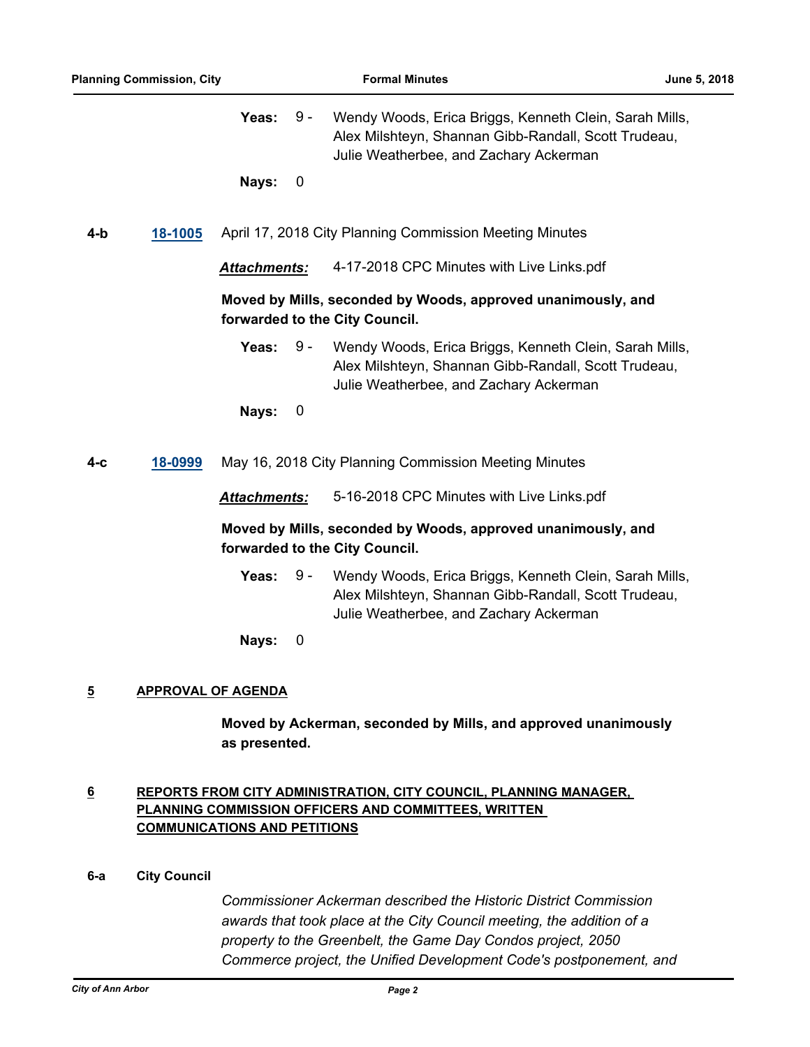**Yeas:** 9 - Wendy Woods, Erica Briggs, Kenneth Clein, Sarah Mills, Alex Milshteyn, Shannan Gibb-Randall, Scott Trudeau, Julie Weatherbee, and Zachary Ackerman

**Nays:** 0

**4-b** **18-1005** April 17, 2018 City Planning Commission Meeting Minutes

***Attachments:*** 4-17-2018 CPC Minutes with Live Links.pdf

**Moved by Mills, seconded by Woods, approved unanimously, and forwarded to the City Council.**

**Yeas:** 9 - Wendy Woods, Erica Briggs, Kenneth Clein, Sarah Mills, Alex Milshteyn, Shannan Gibb-Randall, Scott Trudeau, Julie Weatherbee, and Zachary Ackerman

**Nays:** 0

**4-c** **18-0999** May 16, 2018 City Planning Commission Meeting Minutes

***Attachments:*** 5-16-2018 CPC Minutes with Live Links.pdf

**Moved by Mills, seconded by Woods, approved unanimously, and forwarded to the City Council.**

**Yeas:** 9 - Wendy Woods, Erica Briggs, Kenneth Clein, Sarah Mills, Alex Milshteyn, Shannan Gibb-Randall, Scott Trudeau, Julie Weatherbee, and Zachary Ackerman

**Nays:** 0

## 5 APPROVAL OF AGENDA

**Moved by Ackerman, seconded by Mills, and approved unanimously as presented.**

## 6 REPORTS FROM CITY ADMINISTRATION, CITY COUNCIL, PLANNING MANAGER, PLANNING COMMISSION OFFICERS AND COMMITTEES, WRITTEN COMMUNICATIONS AND PETITIONS

### 6-a City Council

*Commissioner Ackerman described the Historic District Commission awards that took place at the City Council meeting, the addition of a property to the Greenbelt, the Game Day Condos project, 2050 Commerce project, the Unified Development Code's postponement, and*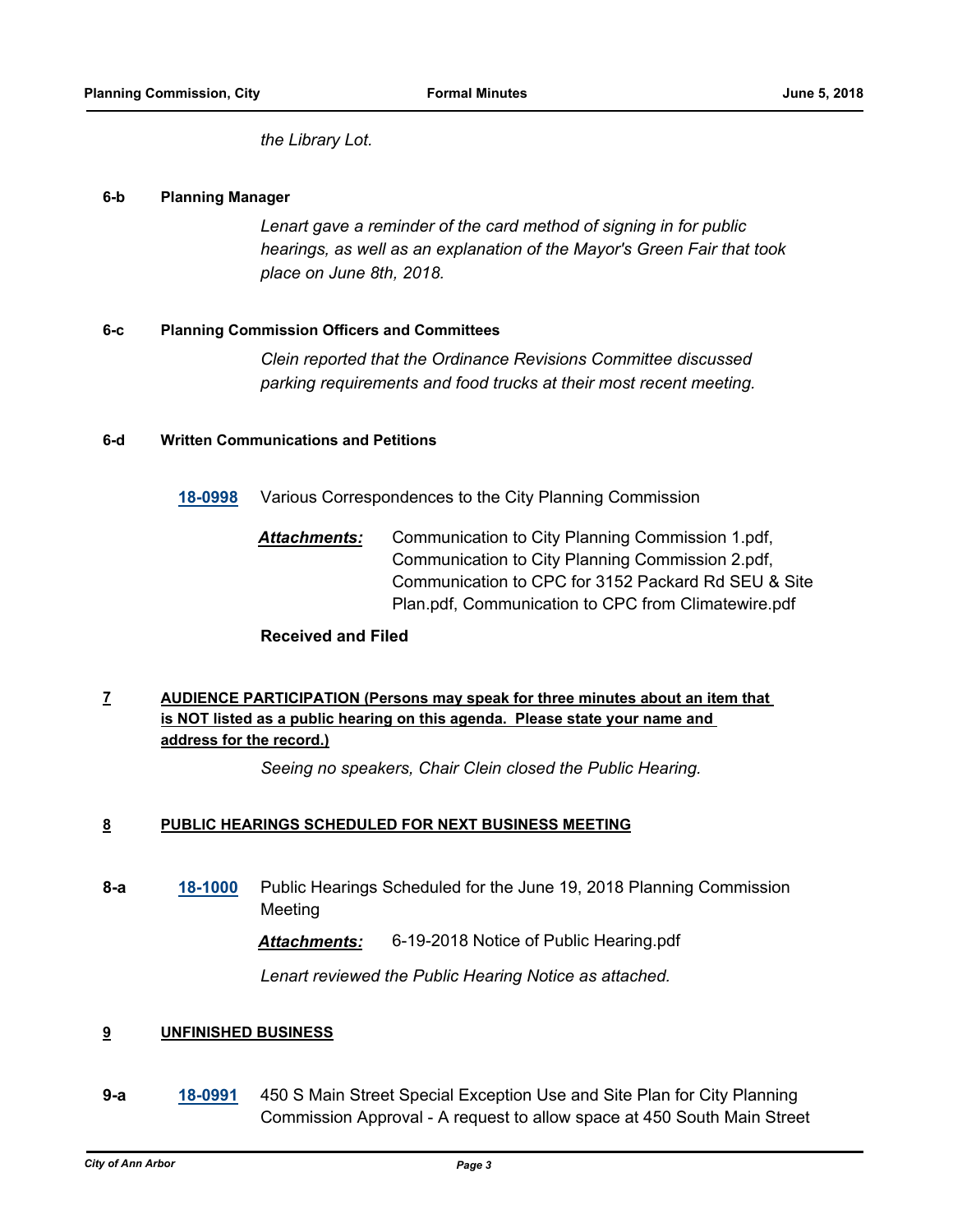*the Library Lot.*

**6-b Planning Manager**

*Lenart gave a reminder of the card method of signing in for public hearings, as well as an explanation of the Mayor's Green Fair that took place on June 8th, 2018.*

**6-c Planning Commission Officers and Committees**

*Clein reported that the Ordinance Revisions Committee discussed parking requirements and food trucks at their most recent meeting.*

**6-d Written Communications and Petitions**

**18-0998** Various Correspondences to the City Planning Commission

***Attachments:*** Communication to City Planning Commission 1.pdf, Communication to City Planning Commission 2.pdf, Communication to CPC for 3152 Packard Rd SEU & Site Plan.pdf, Communication to CPC from Climatewire.pdf

**Received and Filed**

## 7 AUDIENCE PARTICIPATION (Persons may speak for three minutes about an item that is NOT listed as a public hearing on this agenda. Please state your name and address for the record.)

*Seeing no speakers, Chair Clein closed the Public Hearing.*

## 8 PUBLIC HEARINGS SCHEDULED FOR NEXT BUSINESS MEETING

**8-a** **18-1000** Public Hearings Scheduled for the June 19, 2018 Planning Commission Meeting

***Attachments:*** 6-19-2018 Notice of Public Hearing.pdf

*Lenart reviewed the Public Hearing Notice as attached.*

## 9 UNFINISHED BUSINESS

**9-a** **18-0991** 450 S Main Street Special Exception Use and Site Plan for City Planning Commission Approval - A request to allow space at 450 South Main Street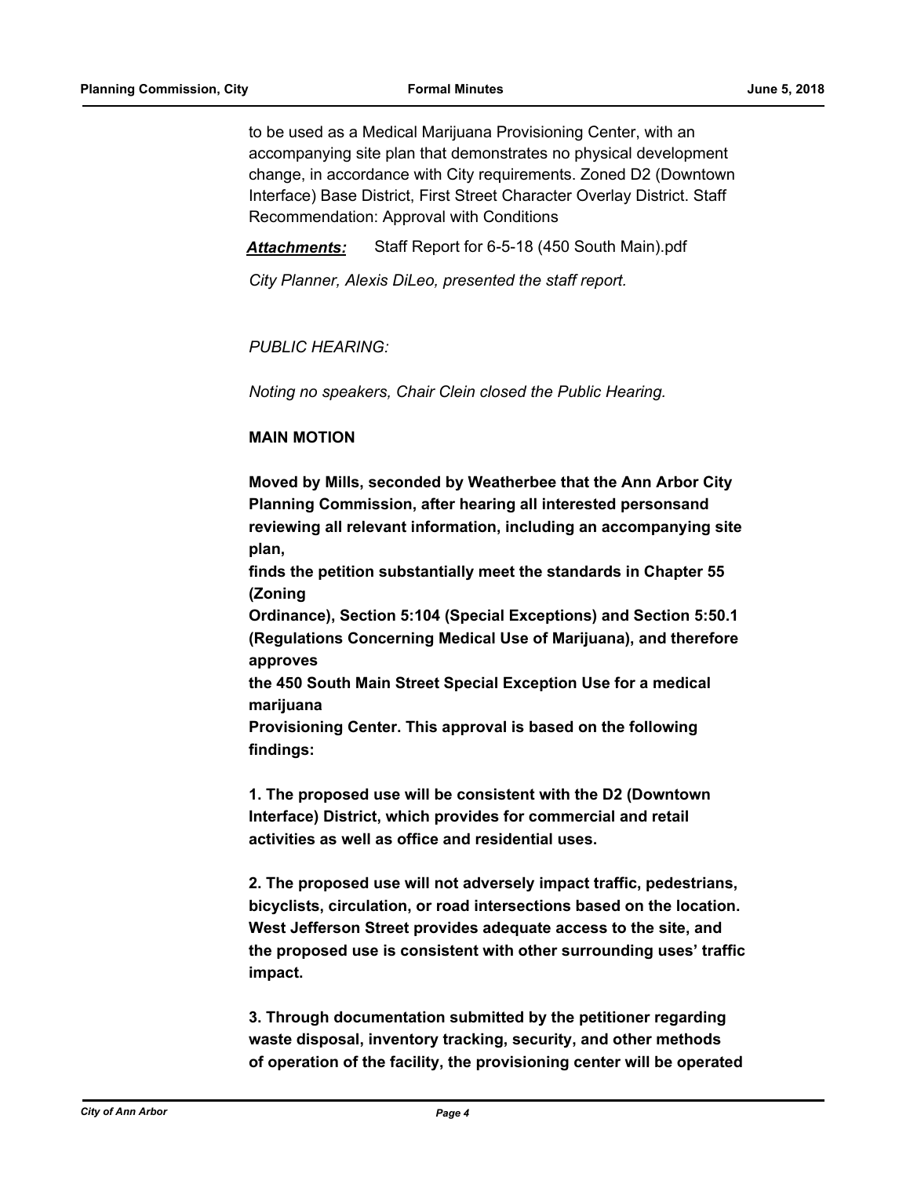to be used as a Medical Marijuana Provisioning Center, with an accompanying site plan that demonstrates no physical development change, in accordance with City requirements. Zoned D2 (Downtown Interface) Base District, First Street Character Overlay District. Staff Recommendation: Approval with Conditions

***Attachments:*** Staff Report for 6-5-18 (450 South Main).pdf

*City Planner, Alexis DiLeo, presented the staff report.*

*PUBLIC HEARING:*

*Noting no speakers, Chair Clein closed the Public Hearing.*

**MAIN MOTION**

**Moved by Mills, seconded by Weatherbee that the Ann Arbor City Planning Commission, after hearing all interested personsand reviewing all relevant information, including an accompanying site plan,**
**finds the petition substantially meet the standards in Chapter 55 (Zoning**
**Ordinance), Section 5:104 (Special Exceptions) and Section 5:50.1 (Regulations Concerning Medical Use of Marijuana), and therefore approves**
**the 450 South Main Street Special Exception Use for a medical marijuana**
**Provisioning Center. This approval is based on the following findings:**

**1. The proposed use will be consistent with the D2 (Downtown Interface) District, which provides for commercial and retail activities as well as office and residential uses.**

**2. The proposed use will not adversely impact traffic, pedestrians, bicyclists, circulation, or road intersections based on the location. West Jefferson Street provides adequate access to the site, and the proposed use is consistent with other surrounding uses' traffic impact.**

**3. Through documentation submitted by the petitioner regarding waste disposal, inventory tracking, security, and other methods of operation of the facility, the provisioning center will be operated**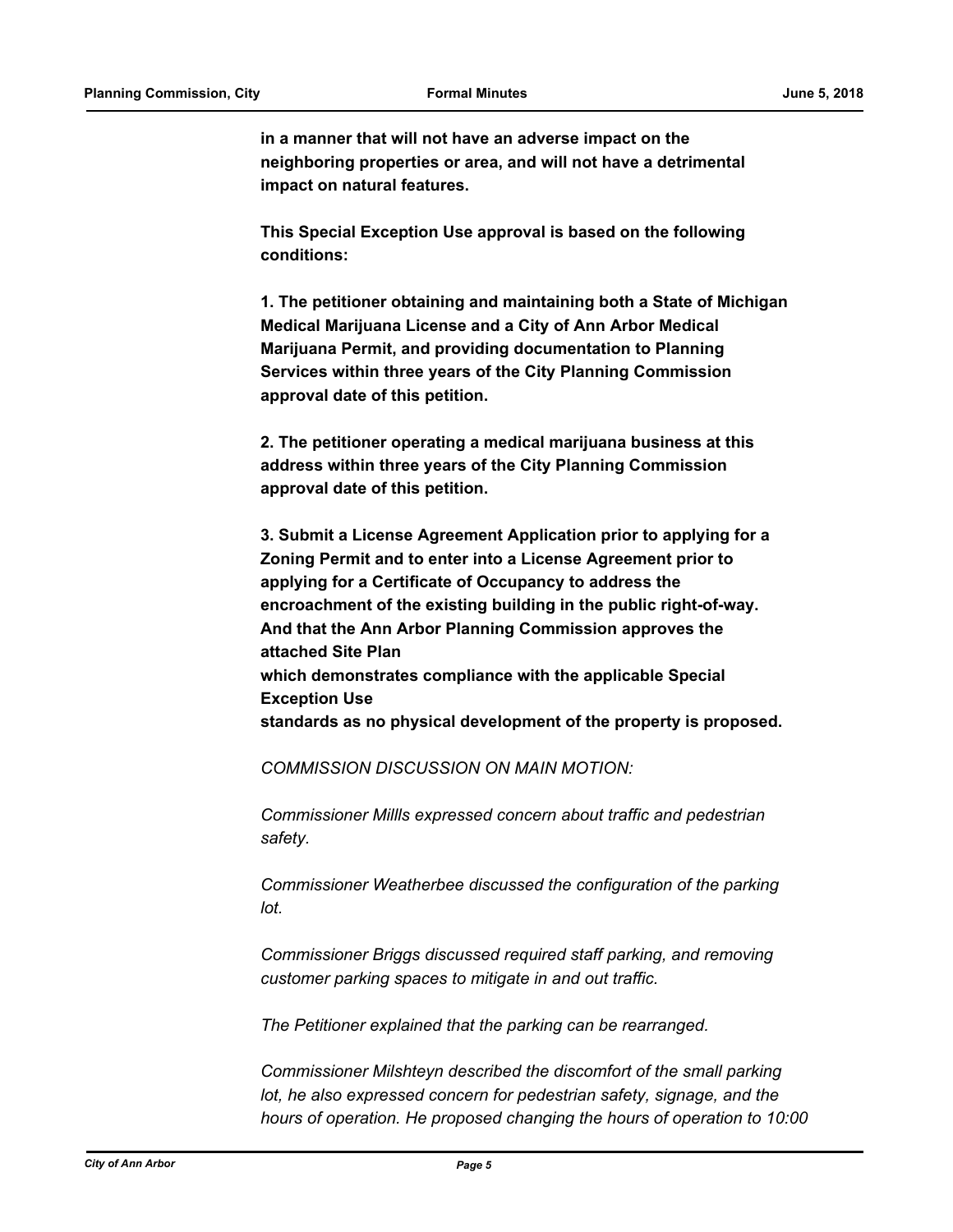**in a manner that will not have an adverse impact on the neighboring properties or area, and will not have a detrimental impact on natural features.**

**This Special Exception Use approval is based on the following conditions:**

**1. The petitioner obtaining and maintaining both a State of Michigan Medical Marijuana License and a City of Ann Arbor Medical Marijuana Permit, and providing documentation to Planning Services within three years of the City Planning Commission approval date of this petition.**

**2. The petitioner operating a medical marijuana business at this address within three years of the City Planning Commission approval date of this petition.**

**3. Submit a License Agreement Application prior to applying for a Zoning Permit and to enter into a License Agreement prior to applying for a Certificate of Occupancy to address the encroachment of the existing building in the public right-of-way. And that the Ann Arbor Planning Commission approves the attached Site Plan which demonstrates compliance with the applicable Special Exception Use standards as no physical development of the property is proposed.**

*COMMISSION DISCUSSION ON MAIN MOTION:*

*Commissioner Millls expressed concern about traffic and pedestrian safety.*

*Commissioner Weatherbee discussed the configuration of the parking lot.*

*Commissioner Briggs discussed required staff parking, and removing customer parking spaces to mitigate in and out traffic.*

*The Petitioner explained that the parking can be rearranged.*

*Commissioner Milshteyn described the discomfort of the small parking lot, he also expressed concern for pedestrian safety, signage, and the hours of operation. He proposed changing the hours of operation to 10:00*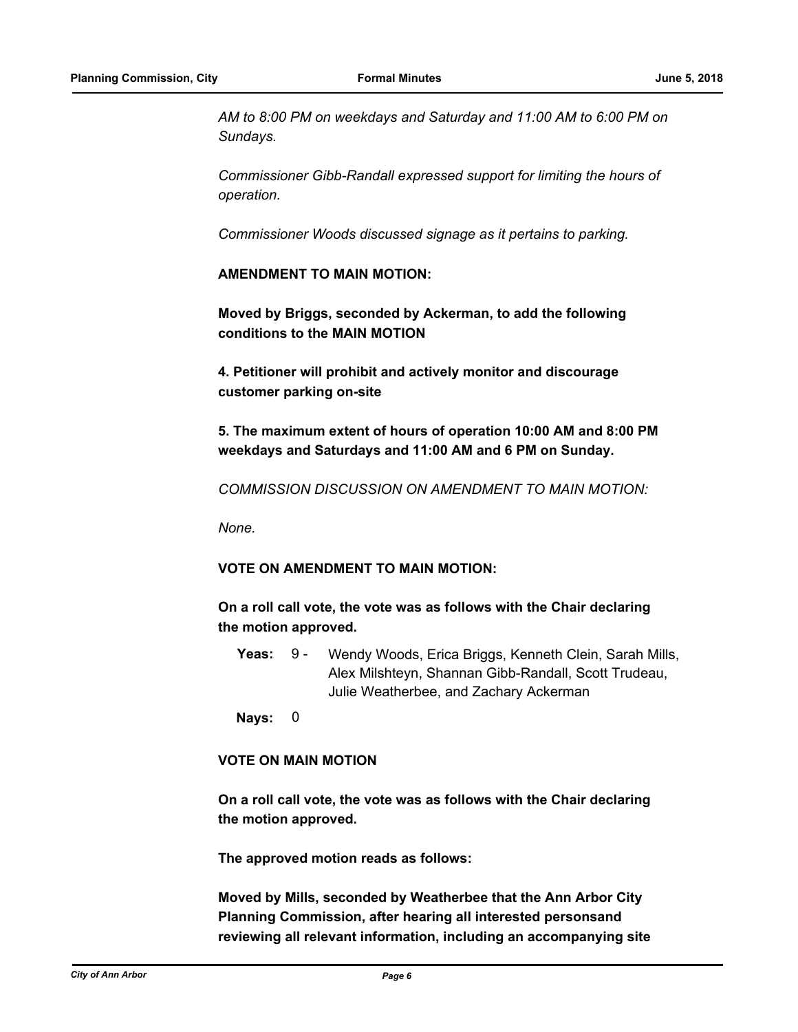*AM to 8:00 PM on weekdays and Saturday and 11:00 AM to 6:00 PM on Sundays.*

*Commissioner Gibb-Randall expressed support for limiting the hours of operation.*

*Commissioner Woods discussed signage as it pertains to parking.*

**AMENDMENT TO MAIN MOTION:**

**Moved by Briggs, seconded by Ackerman, to add the following conditions to the MAIN MOTION**

**4. Petitioner will prohibit and actively monitor and discourage customer parking on-site**

**5. The maximum extent of hours of operation 10:00 AM and 8:00 PM weekdays and Saturdays and 11:00 AM and 6 PM on Sunday.**

*COMMISSION DISCUSSION ON AMENDMENT TO MAIN MOTION:*

*None.*

**VOTE ON AMENDMENT TO MAIN MOTION:**

**On a roll call vote, the vote was as follows with the Chair declaring the motion approved.**

**Yeas:** 9 - Wendy Woods, Erica Briggs, Kenneth Clein, Sarah Mills, Alex Milshteyn, Shannan Gibb-Randall, Scott Trudeau, Julie Weatherbee, and Zachary Ackerman

**Nays:** 0

**VOTE ON MAIN MOTION**

**On a roll call vote, the vote was as follows with the Chair declaring the motion approved.**

**The approved motion reads as follows:**

**Moved by Mills, seconded by Weatherbee that the Ann Arbor City Planning Commission, after hearing all interested personsand reviewing all relevant information, including an accompanying site**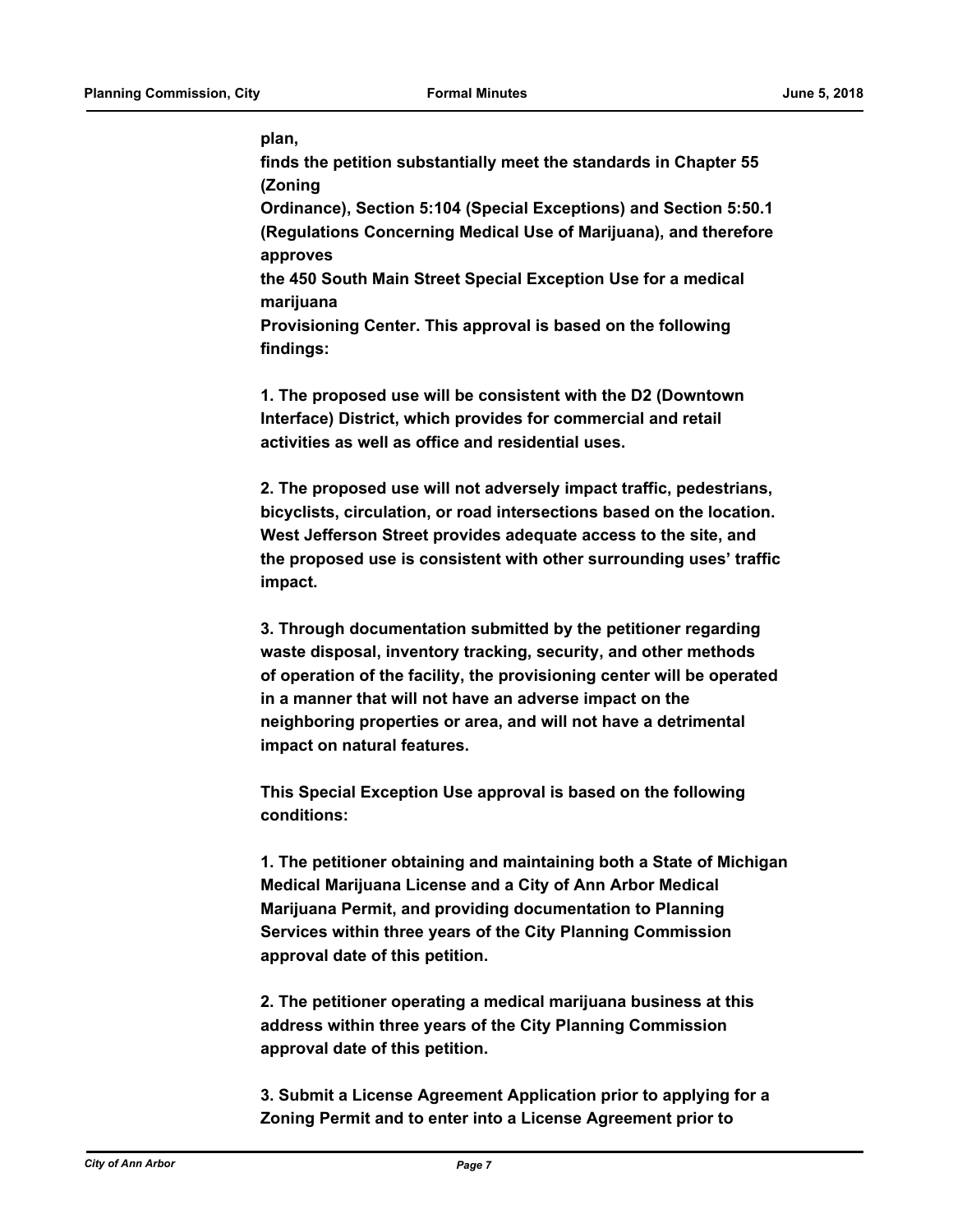**plan,**
**finds the petition substantially meet the standards in Chapter 55 (Zoning Ordinance), Section 5:104 (Special Exceptions) and Section 5:50.1 (Regulations Concerning Medical Use of Marijuana), and therefore approves the 450 South Main Street Special Exception Use for a medical marijuana Provisioning Center. This approval is based on the following findings:**

**1. The proposed use will be consistent with the D2 (Downtown Interface) District, which provides for commercial and retail activities as well as office and residential uses.**

**2. The proposed use will not adversely impact traffic, pedestrians, bicyclists, circulation, or road intersections based on the location. West Jefferson Street provides adequate access to the site, and the proposed use is consistent with other surrounding uses' traffic impact.**

**3. Through documentation submitted by the petitioner regarding waste disposal, inventory tracking, security, and other methods of operation of the facility, the provisioning center will be operated in a manner that will not have an adverse impact on the neighboring properties or area, and will not have a detrimental impact on natural features.**

**This Special Exception Use approval is based on the following conditions:**

**1. The petitioner obtaining and maintaining both a State of Michigan Medical Marijuana License and a City of Ann Arbor Medical Marijuana Permit, and providing documentation to Planning Services within three years of the City Planning Commission approval date of this petition.**

**2. The petitioner operating a medical marijuana business at this address within three years of the City Planning Commission approval date of this petition.**

**3. Submit a License Agreement Application prior to applying for a Zoning Permit and to enter into a License Agreement prior to**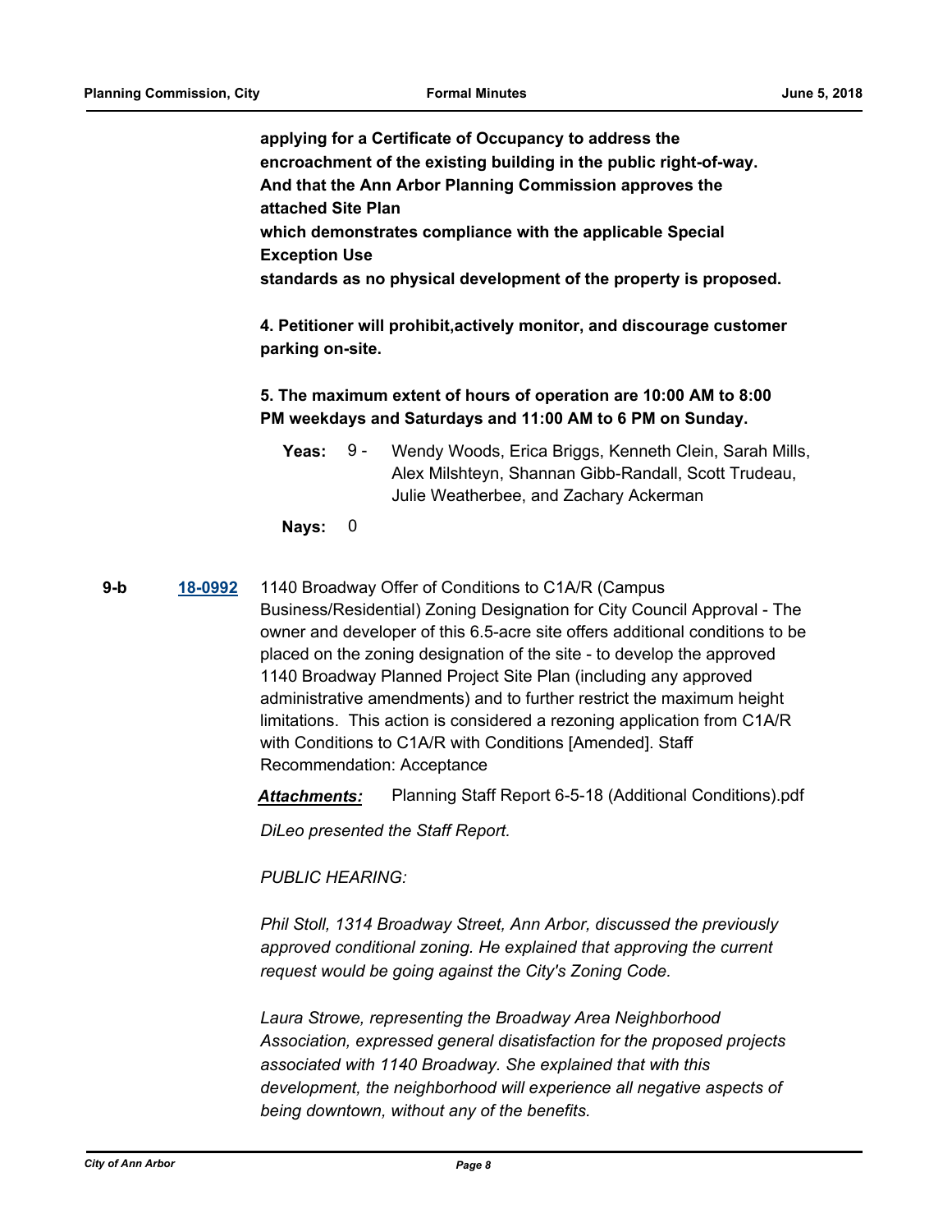**applying for a Certificate of Occupancy to address the encroachment of the existing building in the public right-of-way. And that the Ann Arbor Planning Commission approves the attached Site Plan which demonstrates compliance with the applicable Special Exception Use standards as no physical development of the property is proposed.**

**4. Petitioner will prohibit,actively monitor, and discourage customer parking on-site.**

**5. The maximum extent of hours of operation are 10:00 AM to 8:00 PM weekdays and Saturdays and 11:00 AM to 6 PM on Sunday.**

**Yeas:** 9 - Wendy Woods, Erica Briggs, Kenneth Clein, Sarah Mills, Alex Milshteyn, Shannan Gibb-Randall, Scott Trudeau, Julie Weatherbee, and Zachary Ackerman

**Nays:** 0

**9-b** **18-0992** 1140 Broadway Offer of Conditions to C1A/R (Campus Business/Residential) Zoning Designation for City Council Approval - The owner and developer of this 6.5-acre site offers additional conditions to be placed on the zoning designation of the site - to develop the approved 1140 Broadway Planned Project Site Plan (including any approved administrative amendments) and to further restrict the maximum height limitations. This action is considered a rezoning application from C1A/R with Conditions to C1A/R with Conditions [Amended]. Staff Recommendation: Acceptance

***Attachments:*** Planning Staff Report 6-5-18 (Additional Conditions).pdf

*DiLeo presented the Staff Report.*

*PUBLIC HEARING:*

*Phil Stoll, 1314 Broadway Street, Ann Arbor, discussed the previously approved conditional zoning. He explained that approving the current request would be going against the City's Zoning Code.*

*Laura Strowe, representing the Broadway Area Neighborhood Association, expressed general disatisfaction for the proposed projects associated with 1140 Broadway. She explained that with this development, the neighborhood will experience all negative aspects of being downtown, without any of the benefits.*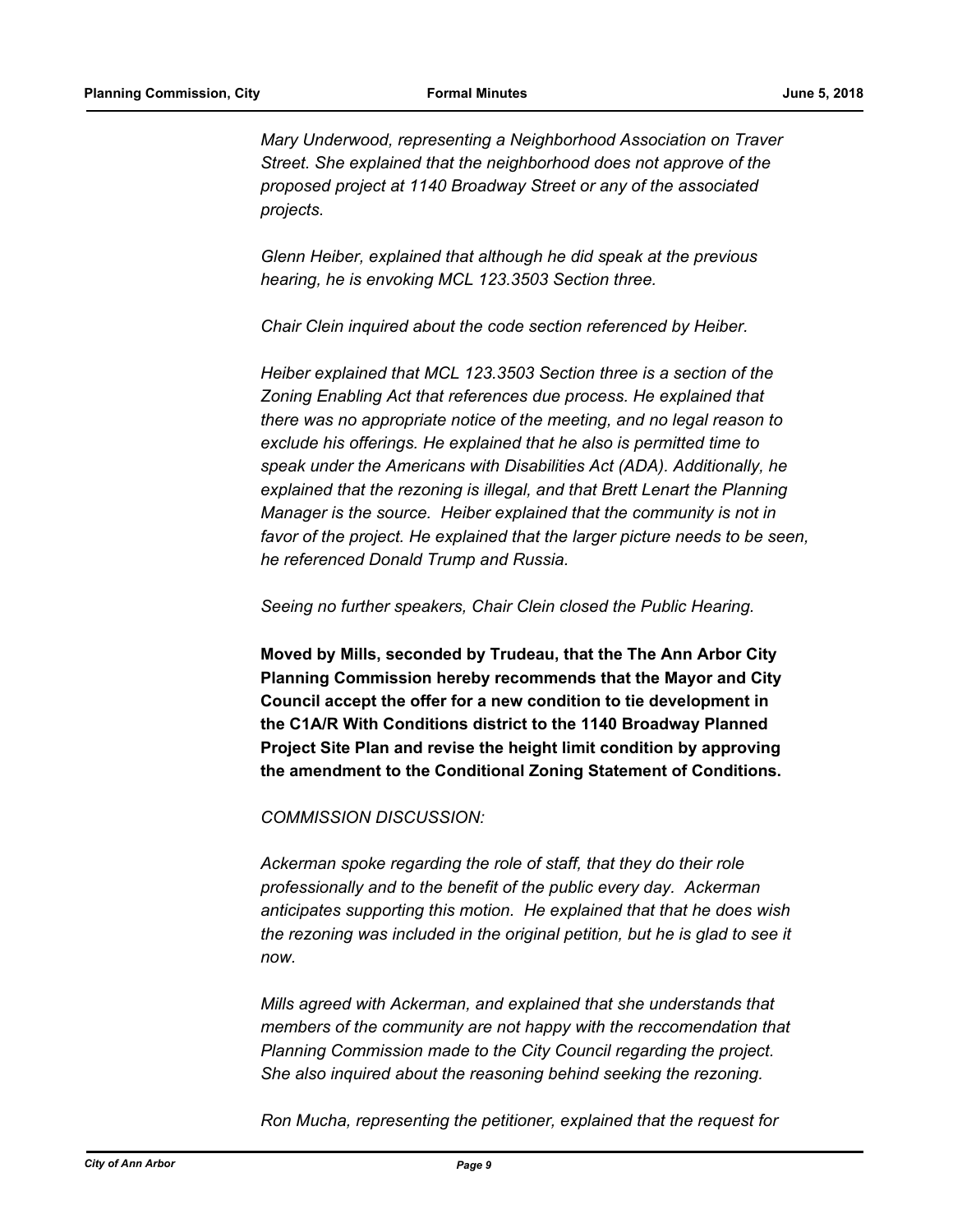*Mary Underwood, representing a Neighborhood Association on Traver Street. She explained that the neighborhood does not approve of the proposed project at 1140 Broadway Street or any of the associated projects.*

*Glenn Heiber, explained that although he did speak at the previous hearing, he is envoking MCL 123.3503 Section three.*

*Chair Clein inquired about the code section referenced by Heiber.*

*Heiber explained that MCL 123.3503 Section three is a section of the Zoning Enabling Act that references due process. He explained that there was no appropriate notice of the meeting, and no legal reason to exclude his offerings. He explained that he also is permitted time to speak under the Americans with Disabilities Act (ADA). Additionally, he explained that the rezoning is illegal, and that Brett Lenart the Planning Manager is the source. Heiber explained that the community is not in favor of the project. He explained that the larger picture needs to be seen, he referenced Donald Trump and Russia.*

*Seeing no further speakers, Chair Clein closed the Public Hearing.*

**Moved by Mills, seconded by Trudeau, that the The Ann Arbor City Planning Commission hereby recommends that the Mayor and City Council accept the offer for a new condition to tie development in the C1A/R With Conditions district to the 1140 Broadway Planned Project Site Plan and revise the height limit condition by approving the amendment to the Conditional Zoning Statement of Conditions.**

*COMMISSION DISCUSSION:*

*Ackerman spoke regarding the role of staff, that they do their role professionally and to the benefit of the public every day. Ackerman anticipates supporting this motion. He explained that that he does wish the rezoning was included in the original petition, but he is glad to see it now.*

*Mills agreed with Ackerman, and explained that she understands that members of the community are not happy with the reccomendation that Planning Commission made to the City Council regarding the project. She also inquired about the reasoning behind seeking the rezoning.*

*Ron Mucha, representing the petitioner, explained that the request for*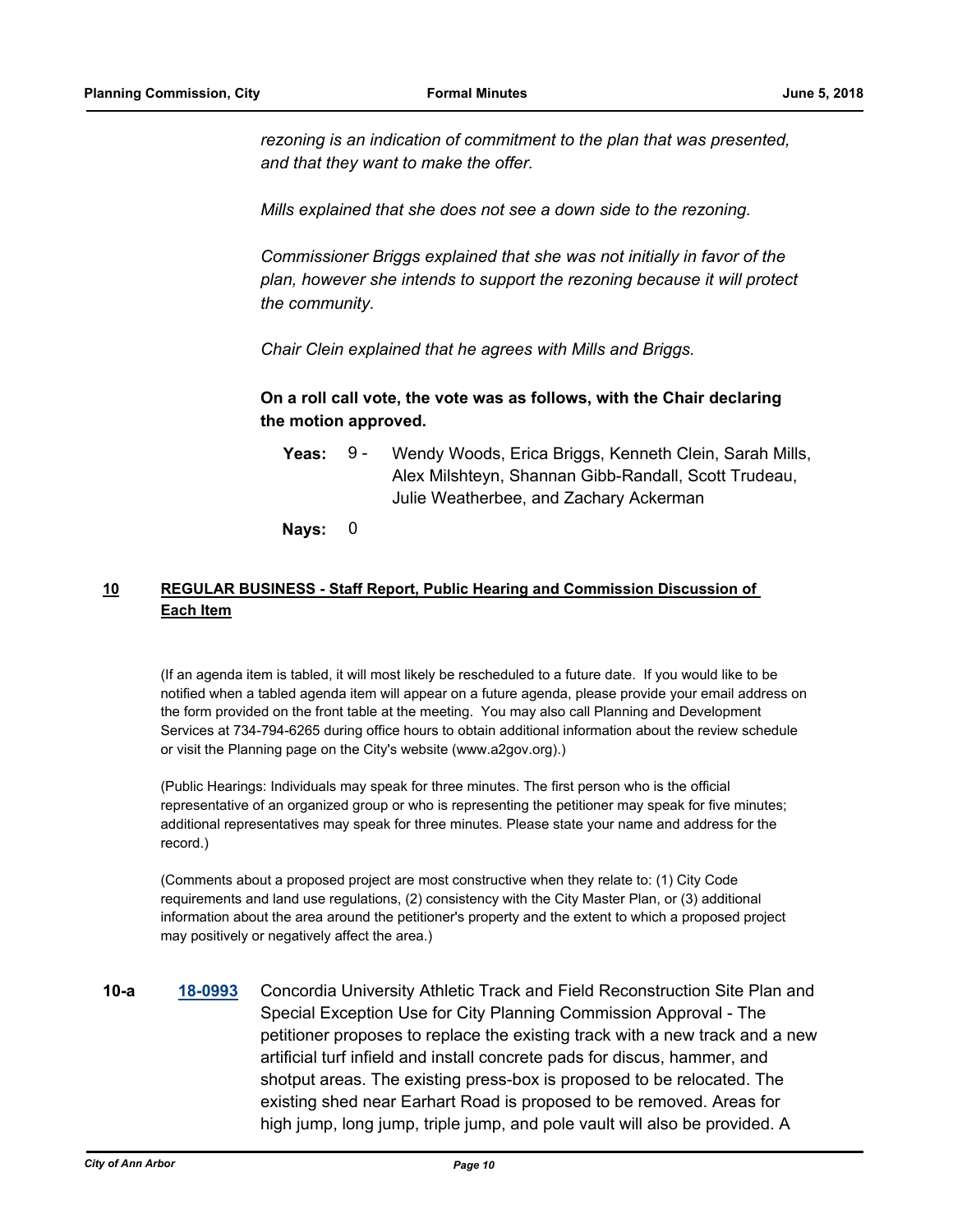*rezoning is an indication of commitment to the plan that was presented, and that they want to make the offer.*

*Mills explained that she does not see a down side to the rezoning.*

*Commissioner Briggs explained that she was not initially in favor of the plan, however she intends to support the rezoning because it will protect the community.*

*Chair Clein explained that he agrees with Mills and Briggs.*

**On a roll call vote, the vote was as follows, with the Chair declaring the motion approved.**

**Yeas:** 9 - Wendy Woods, Erica Briggs, Kenneth Clein, Sarah Mills, Alex Milshteyn, Shannan Gibb-Randall, Scott Trudeau, Julie Weatherbee, and Zachary Ackerman

**Nays:** 0

## 10 REGULAR BUSINESS - Staff Report, Public Hearing and Commission Discussion of Each Item

(If an agenda item is tabled, it will most likely be rescheduled to a future date. If you would like to be notified when a tabled agenda item will appear on a future agenda, please provide your email address on the form provided on the front table at the meeting. You may also call Planning and Development Services at 734-794-6265 during office hours to obtain additional information about the review schedule or visit the Planning page on the City's website (www.a2gov.org).)

(Public Hearings: Individuals may speak for three minutes. The first person who is the official representative of an organized group or who is representing the petitioner may speak for five minutes; additional representatives may speak for three minutes. Please state your name and address for the record.)

(Comments about a proposed project are most constructive when they relate to: (1) City Code requirements and land use regulations, (2) consistency with the City Master Plan, or (3) additional information about the area around the petitioner's property and the extent to which a proposed project may positively or negatively affect the area.)

**10-a** **18-0993** Concordia University Athletic Track and Field Reconstruction Site Plan and Special Exception Use for City Planning Commission Approval - The petitioner proposes to replace the existing track with a new track and a new artificial turf infield and install concrete pads for discus, hammer, and shotput areas. The existing press-box is proposed to be relocated. The existing shed near Earhart Road is proposed to be removed. Areas for high jump, long jump, triple jump, and pole vault will also be provided. A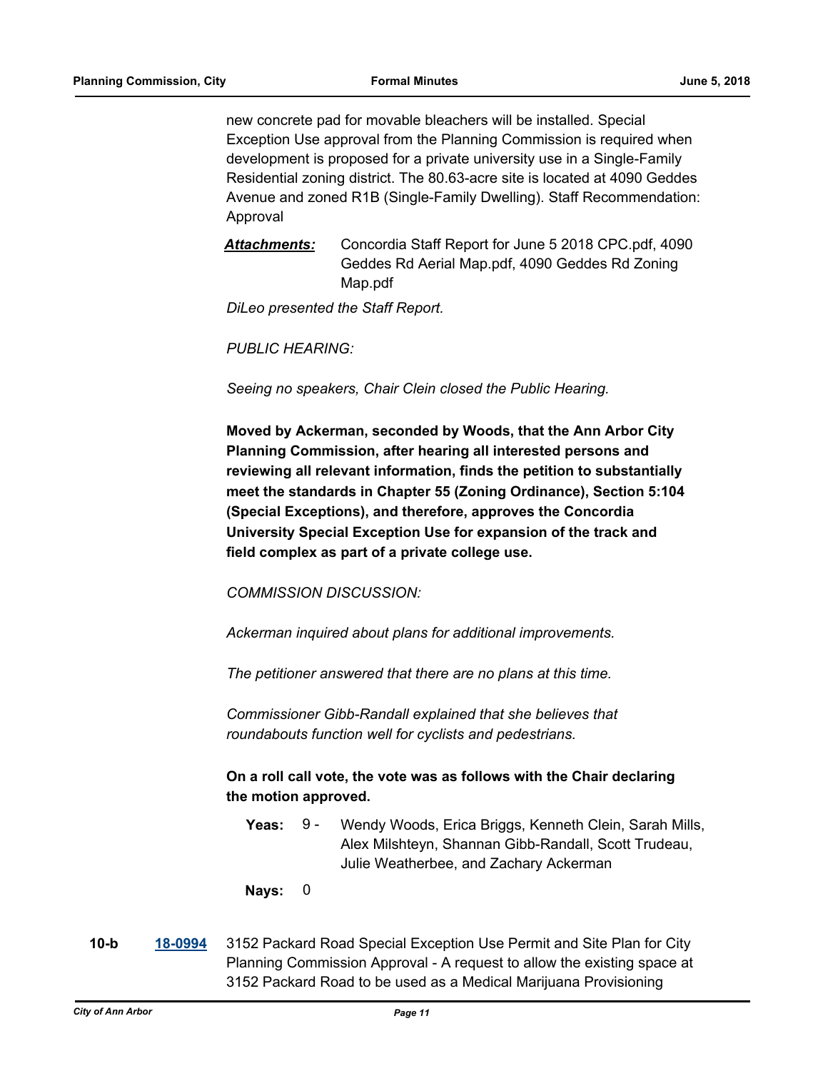new concrete pad for movable bleachers will be installed. Special Exception Use approval from the Planning Commission is required when development is proposed for a private university use in a Single-Family Residential zoning district. The 80.63-acre site is located at 4090 Geddes Avenue and zoned R1B (Single-Family Dwelling). Staff Recommendation: Approval

***Attachments:*** Concordia Staff Report for June 5 2018 CPC.pdf, 4090 Geddes Rd Aerial Map.pdf, 4090 Geddes Rd Zoning Map.pdf

*DiLeo presented the Staff Report.*

*PUBLIC HEARING:*

*Seeing no speakers, Chair Clein closed the Public Hearing.*

**Moved by Ackerman, seconded by Woods, that the Ann Arbor City Planning Commission, after hearing all interested persons and reviewing all relevant information, finds the petition to substantially meet the standards in Chapter 55 (Zoning Ordinance), Section 5:104 (Special Exceptions), and therefore, approves the Concordia University Special Exception Use for expansion of the track and field complex as part of a private college use.**

*COMMISSION DISCUSSION:*

*Ackerman inquired about plans for additional improvements.*

*The petitioner answered that there are no plans at this time.*

*Commissioner Gibb-Randall explained that she believes that roundabouts function well for cyclists and pedestrians.*

**On a roll call vote, the vote was as follows with the Chair declaring the motion approved.**

**Yeas:** 9 - Wendy Woods, Erica Briggs, Kenneth Clein, Sarah Mills, Alex Milshteyn, Shannan Gibb-Randall, Scott Trudeau, Julie Weatherbee, and Zachary Ackerman

**Nays:** 0

**10-b** **18-0994** 3152 Packard Road Special Exception Use Permit and Site Plan for City Planning Commission Approval - A request to allow the existing space at 3152 Packard Road to be used as a Medical Marijuana Provisioning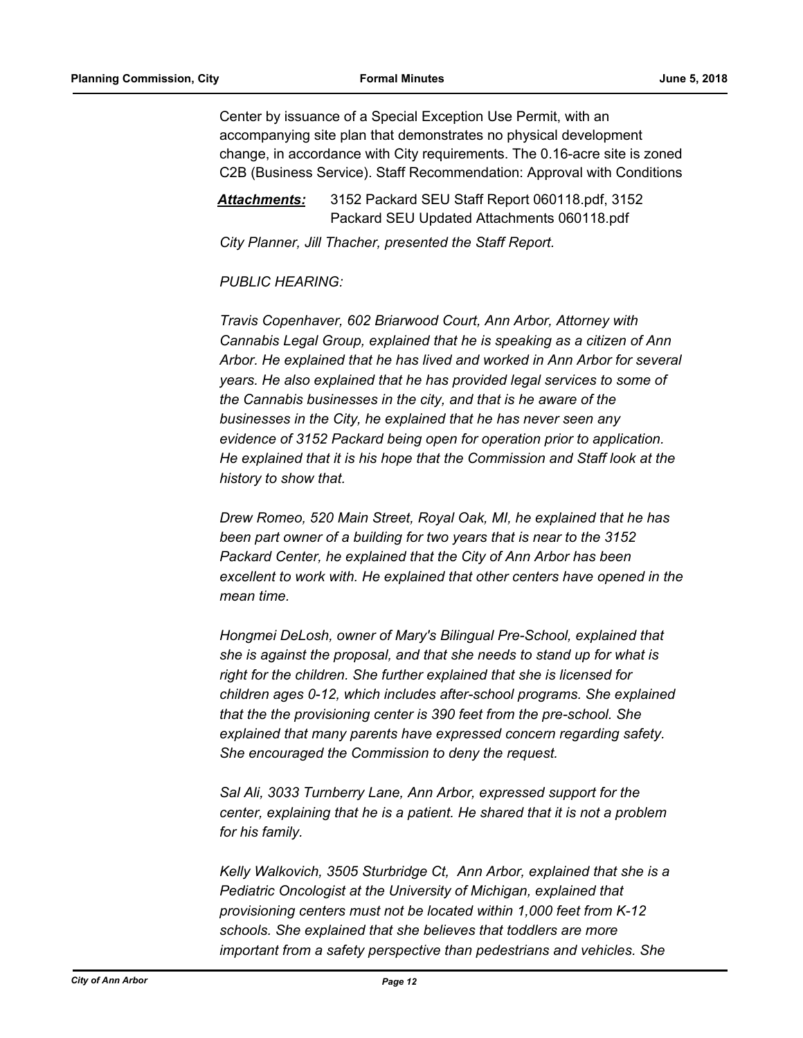Center by issuance of a Special Exception Use Permit, with an accompanying site plan that demonstrates no physical development change, in accordance with City requirements. The 0.16-acre site is zoned C2B (Business Service). Staff Recommendation: Approval with Conditions

***Attachments:*** 3152 Packard SEU Staff Report 060118.pdf, 3152 Packard SEU Updated Attachments 060118.pdf

*City Planner, Jill Thacher, presented the Staff Report.*

*PUBLIC HEARING:*

*Travis Copenhaver, 602 Briarwood Court, Ann Arbor, Attorney with Cannabis Legal Group, explained that he is speaking as a citizen of Ann Arbor. He explained that he has lived and worked in Ann Arbor for several years. He also explained that he has provided legal services to some of the Cannabis businesses in the city, and that is he aware of the businesses in the City, he explained that he has never seen any evidence of 3152 Packard being open for operation prior to application. He explained that it is his hope that the Commission and Staff look at the history to show that.*

*Drew Romeo, 520 Main Street, Royal Oak, MI, he explained that he has been part owner of a building for two years that is near to the 3152 Packard Center, he explained that the City of Ann Arbor has been excellent to work with. He explained that other centers have opened in the mean time.*

*Hongmei DeLosh, owner of Mary's Bilingual Pre-School, explained that she is against the proposal, and that she needs to stand up for what is right for the children. She further explained that she is licensed for children ages 0-12, which includes after-school programs. She explained that the the provisioning center is 390 feet from the pre-school. She explained that many parents have expressed concern regarding safety. She encouraged the Commission to deny the request.*

*Sal Ali, 3033 Turnberry Lane, Ann Arbor, expressed support for the center, explaining that he is a patient. He shared that it is not a problem for his family.*

*Kelly Walkovich, 3505 Sturbridge Ct, Ann Arbor, explained that she is a Pediatric Oncologist at the University of Michigan, explained that provisioning centers must not be located within 1,000 feet from K-12 schools. She explained that she believes that toddlers are more important from a safety perspective than pedestrians and vehicles. She*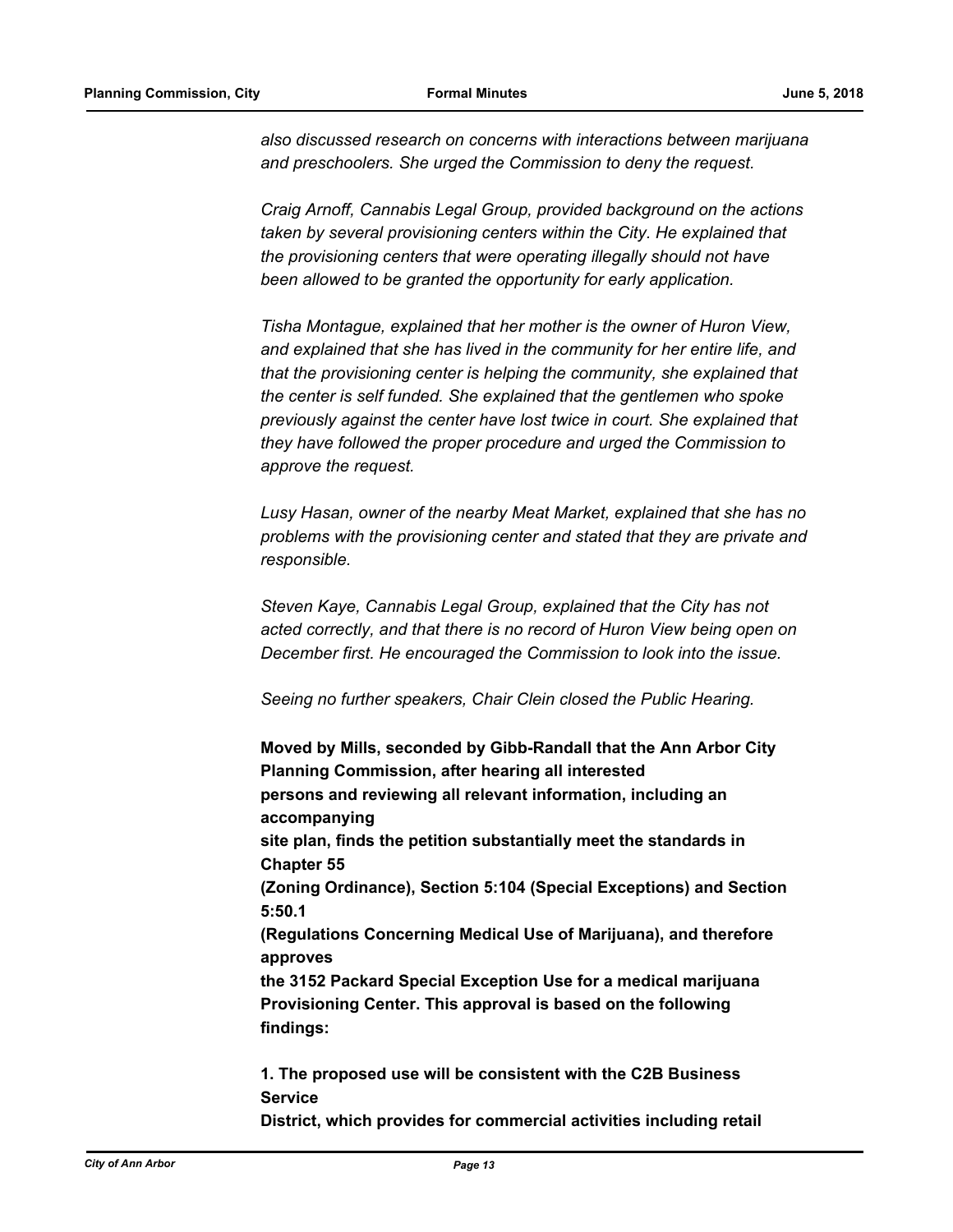*also discussed research on concerns with interactions between marijuana and preschoolers. She urged the Commission to deny the request.*

*Craig Arnoff, Cannabis Legal Group, provided background on the actions taken by several provisioning centers within the City. He explained that the provisioning centers that were operating illegally should not have been allowed to be granted the opportunity for early application.*

*Tisha Montague, explained that her mother is the owner of Huron View, and explained that she has lived in the community for her entire life, and that the provisioning center is helping the community, she explained that the center is self funded. She explained that the gentlemen who spoke previously against the center have lost twice in court. She explained that they have followed the proper procedure and urged the Commission to approve the request.*

*Lusy Hasan, owner of the nearby Meat Market, explained that she has no problems with the provisioning center and stated that they are private and responsible.*

*Steven Kaye, Cannabis Legal Group, explained that the City has not acted correctly, and that there is no record of Huron View being open on December first. He encouraged the Commission to look into the issue.*

*Seeing no further speakers, Chair Clein closed the Public Hearing.*

**Moved by Mills, seconded by Gibb-Randall that the Ann Arbor City Planning Commission, after hearing all interested persons and reviewing all relevant information, including an accompanying site plan, finds the petition substantially meet the standards in Chapter 55 (Zoning Ordinance), Section 5:104 (Special Exceptions) and Section 5:50.1 (Regulations Concerning Medical Use of Marijuana), and therefore approves the 3152 Packard Special Exception Use for a medical marijuana Provisioning Center. This approval is based on the following findings:**

**1. The proposed use will be consistent with the C2B Business Service District, which provides for commercial activities including retail**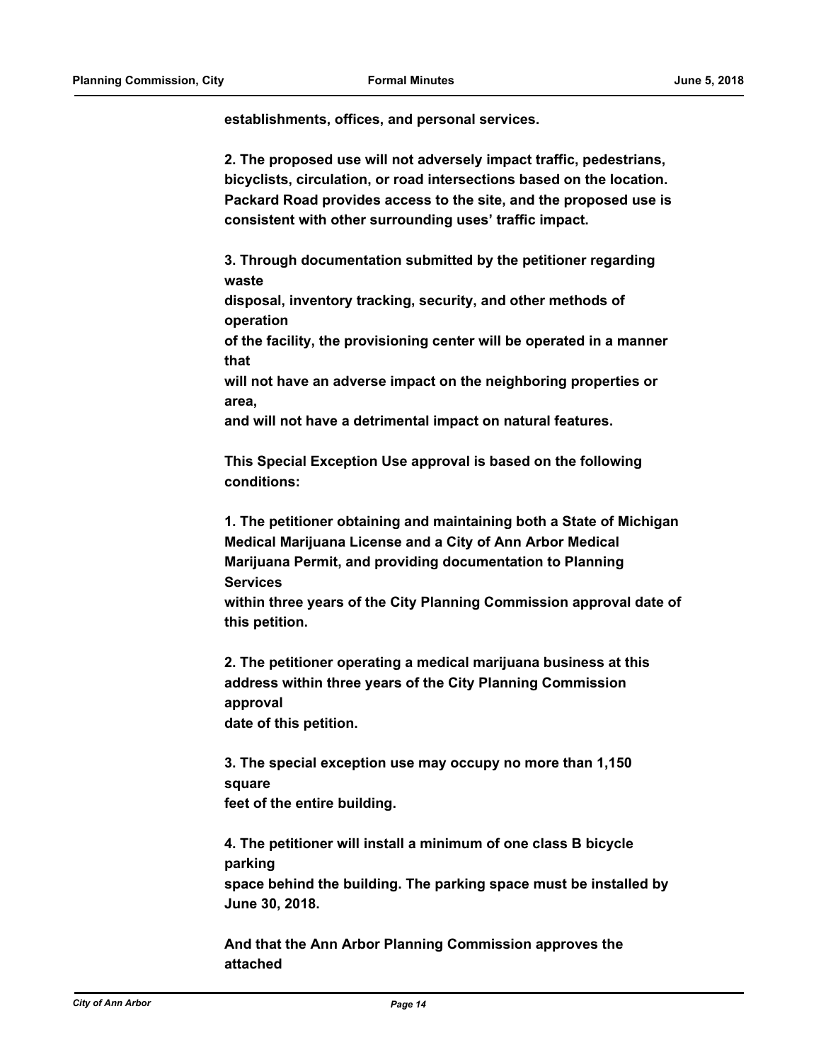**establishments, offices, and personal services.**

**2. The proposed use will not adversely impact traffic, pedestrians, bicyclists, circulation, or road intersections based on the location. Packard Road provides access to the site, and the proposed use is consistent with other surrounding uses' traffic impact.**

**3. Through documentation submitted by the petitioner regarding waste disposal, inventory tracking, security, and other methods of operation of the facility, the provisioning center will be operated in a manner that will not have an adverse impact on the neighboring properties or area, and will not have a detrimental impact on natural features.**

**This Special Exception Use approval is based on the following conditions:**

**1. The petitioner obtaining and maintaining both a State of Michigan Medical Marijuana License and a City of Ann Arbor Medical Marijuana Permit, and providing documentation to Planning Services within three years of the City Planning Commission approval date of this petition.**

**2. The petitioner operating a medical marijuana business at this address within three years of the City Planning Commission approval date of this petition.**

**3. The special exception use may occupy no more than 1,150 square feet of the entire building.**

**4. The petitioner will install a minimum of one class B bicycle parking space behind the building. The parking space must be installed by June 30, 2018.**

**And that the Ann Arbor Planning Commission approves the attached**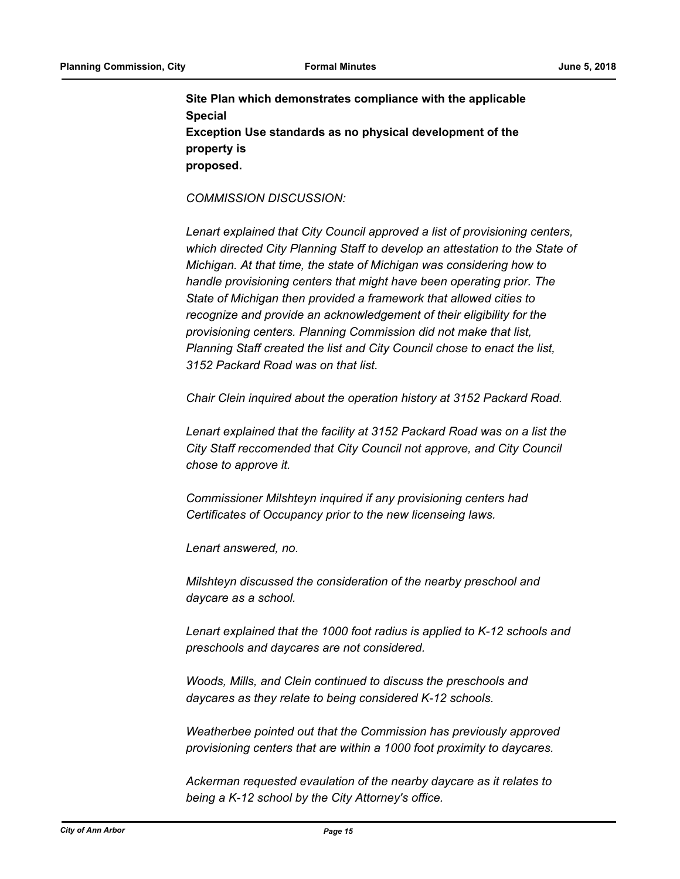**Site Plan which demonstrates compliance with the applicable Special Exception Use standards as no physical development of the property is proposed.**

*COMMISSION DISCUSSION:*

*Lenart explained that City Council approved a list of provisioning centers, which directed City Planning Staff to develop an attestation to the State of Michigan. At that time, the state of Michigan was considering how to handle provisioning centers that might have been operating prior. The State of Michigan then provided a framework that allowed cities to recognize and provide an acknowledgement of their eligibility for the provisioning centers. Planning Commission did not make that list, Planning Staff created the list and City Council chose to enact the list, 3152 Packard Road was on that list.*

*Chair Clein inquired about the operation history at 3152 Packard Road.*

*Lenart explained that the facility at 3152 Packard Road was on a list the City Staff reccomended that City Council not approve, and City Council chose to approve it.*

*Commissioner Milshteyn inquired if any provisioning centers had Certificates of Occupancy prior to the new licenseing laws.*

*Lenart answered, no.*

*Milshteyn discussed the consideration of the nearby preschool and daycare as a school.*

*Lenart explained that the 1000 foot radius is applied to K-12 schools and preschools and daycares are not considered.*

*Woods, Mills, and Clein continued to discuss the preschools and daycares as they relate to being considered K-12 schools.*

*Weatherbee pointed out that the Commission has previously approved provisioning centers that are within a 1000 foot proximity to daycares.*

*Ackerman requested evaulation of the nearby daycare as it relates to being a K-12 school by the City Attorney's office.*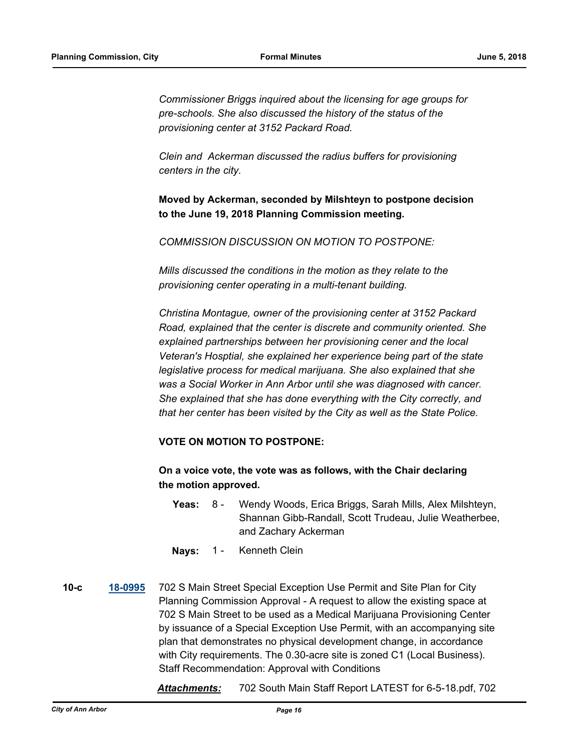*Commissioner Briggs inquired about the licensing for age groups for pre-schools. She also discussed the history of the status of the provisioning center at 3152 Packard Road.*

*Clein and Ackerman discussed the radius buffers for provisioning centers in the city.*

**Moved by Ackerman, seconded by Milshteyn to postpone decision to the June 19, 2018 Planning Commission meeting.**

*COMMISSION DISCUSSION ON MOTION TO POSTPONE:*

*Mills discussed the conditions in the motion as they relate to the provisioning center operating in a multi-tenant building.*

*Christina Montague, owner of the provisioning center at 3152 Packard Road, explained that the center is discrete and community oriented. She explained partnerships between her provisioning cener and the local Veteran's Hosptial, she explained her experience being part of the state legislative process for medical marijuana. She also explained that she was a Social Worker in Ann Arbor until she was diagnosed with cancer. She explained that she has done everything with the City correctly, and that her center has been visited by the City as well as the State Police.*

**VOTE ON MOTION TO POSTPONE:**

**On a voice vote, the vote was as follows, with the Chair declaring the motion approved.**

**Yeas:** 8 - Wendy Woods, Erica Briggs, Sarah Mills, Alex Milshteyn, Shannan Gibb-Randall, Scott Trudeau, Julie Weatherbee, and Zachary Ackerman

**Nays:** 1 - Kenneth Clein

**10-c** **18-0995** 702 S Main Street Special Exception Use Permit and Site Plan for City Planning Commission Approval - A request to allow the existing space at 702 S Main Street to be used as a Medical Marijuana Provisioning Center by issuance of a Special Exception Use Permit, with an accompanying site plan that demonstrates no physical development change, in accordance with City requirements. The 0.30-acre site is zoned C1 (Local Business). Staff Recommendation: Approval with Conditions

***Attachments:*** 702 South Main Staff Report LATEST for 6-5-18.pdf, 702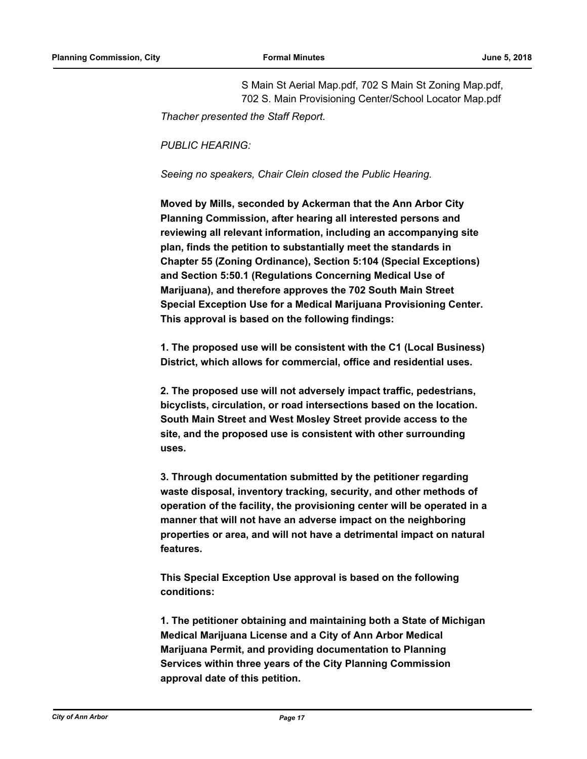S Main St Aerial Map.pdf, 702 S Main St Zoning Map.pdf, 702 S. Main Provisioning Center/School Locator Map.pdf

*Thacher presented the Staff Report.*

*PUBLIC HEARING:*

*Seeing no speakers, Chair Clein closed the Public Hearing.*

**Moved by Mills, seconded by Ackerman that the Ann Arbor City Planning Commission, after hearing all interested persons and reviewing all relevant information, including an accompanying site plan, finds the petition to substantially meet the standards in Chapter 55 (Zoning Ordinance), Section 5:104 (Special Exceptions) and Section 5:50.1 (Regulations Concerning Medical Use of Marijuana), and therefore approves the 702 South Main Street Special Exception Use for a Medical Marijuana Provisioning Center. This approval is based on the following findings:**

**1. The proposed use will be consistent with the C1 (Local Business) District, which allows for commercial, office and residential uses.**

**2. The proposed use will not adversely impact traffic, pedestrians, bicyclists, circulation, or road intersections based on the location. South Main Street and West Mosley Street provide access to the site, and the proposed use is consistent with other surrounding uses.**

**3. Through documentation submitted by the petitioner regarding waste disposal, inventory tracking, security, and other methods of operation of the facility, the provisioning center will be operated in a manner that will not have an adverse impact on the neighboring properties or area, and will not have a detrimental impact on natural features.**

**This Special Exception Use approval is based on the following conditions:**

**1. The petitioner obtaining and maintaining both a State of Michigan Medical Marijuana License and a City of Ann Arbor Medical Marijuana Permit, and providing documentation to Planning Services within three years of the City Planning Commission approval date of this petition.**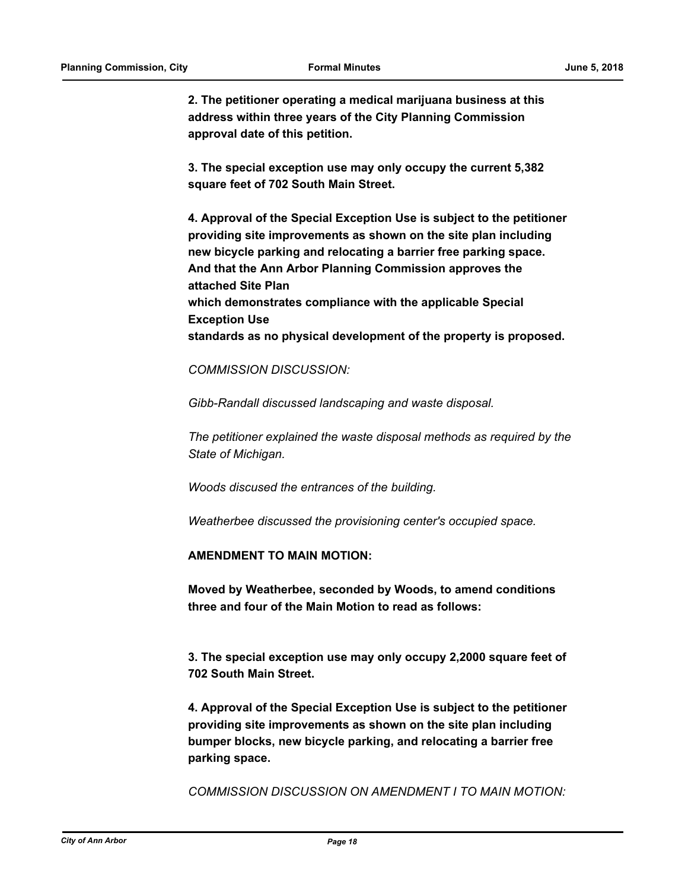**2. The petitioner operating a medical marijuana business at this address within three years of the City Planning Commission approval date of this petition.**

**3. The special exception use may only occupy the current 5,382 square feet of 702 South Main Street.**

**4. Approval of the Special Exception Use is subject to the petitioner providing site improvements as shown on the site plan including new bicycle parking and relocating a barrier free parking space. And that the Ann Arbor Planning Commission approves the attached Site Plan**
**which demonstrates compliance with the applicable Special Exception Use**
**standards as no physical development of the property is proposed.**

*COMMISSION DISCUSSION:*

*Gibb-Randall discussed landscaping and waste disposal.*

*The petitioner explained the waste disposal methods as required by the State of Michigan.*

*Woods discused the entrances of the building.*

*Weatherbee discussed the provisioning center's occupied space.*

**AMENDMENT TO MAIN MOTION:**

**Moved by Weatherbee, seconded by Woods, to amend conditions three and four of the Main Motion to read as follows:**

**3. The special exception use may only occupy 2,2000 square feet of 702 South Main Street.**

**4. Approval of the Special Exception Use is subject to the petitioner providing site improvements as shown on the site plan including bumper blocks, new bicycle parking, and relocating a barrier free parking space.**

*COMMISSION DISCUSSION ON AMENDMENT I TO MAIN MOTION:*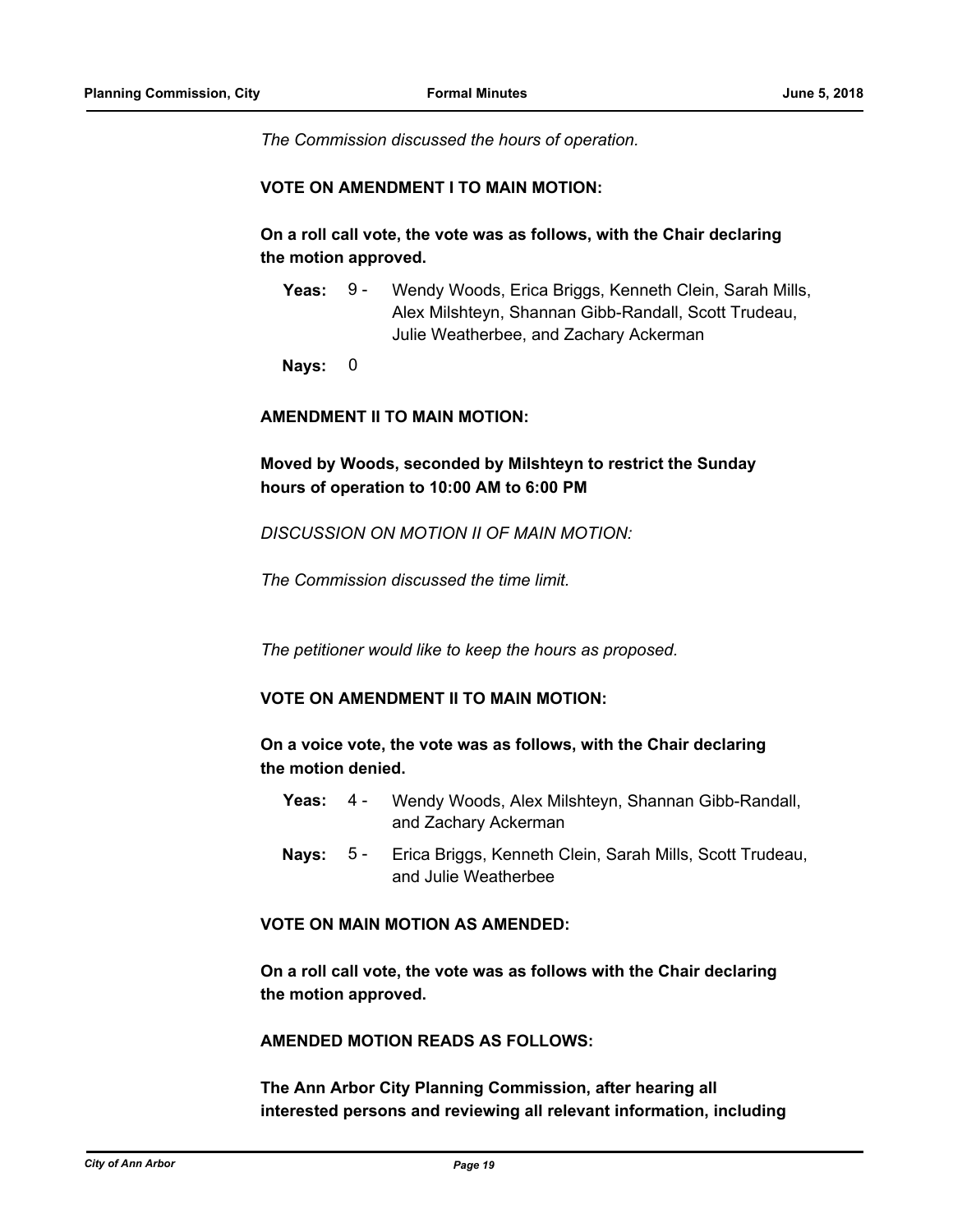*The Commission discussed the hours of operation.*

**VOTE ON AMENDMENT I TO MAIN MOTION:**

**On a roll call vote, the vote was as follows, with the Chair declaring the motion approved.**

**Yeas:** 9 - Wendy Woods, Erica Briggs, Kenneth Clein, Sarah Mills, Alex Milshteyn, Shannan Gibb-Randall, Scott Trudeau, Julie Weatherbee, and Zachary Ackerman

**Nays:** 0

**AMENDMENT II TO MAIN MOTION:**

**Moved by Woods, seconded by Milshteyn to restrict the Sunday hours of operation to 10:00 AM to 6:00 PM**

*DISCUSSION ON MOTION II OF MAIN MOTION:*

*The Commission discussed the time limit.*

*The petitioner would like to keep the hours as proposed.*

**VOTE ON AMENDMENT II TO MAIN MOTION:**

**On a voice vote, the vote was as follows, with the Chair declaring the motion denied.**

**Yeas:** 4 - Wendy Woods, Alex Milshteyn, Shannan Gibb-Randall, and Zachary Ackerman

**Nays:** 5 - Erica Briggs, Kenneth Clein, Sarah Mills, Scott Trudeau, and Julie Weatherbee

**VOTE ON MAIN MOTION AS AMENDED:**

**On a roll call vote, the vote was as follows with the Chair declaring the motion approved.**

**AMENDED MOTION READS AS FOLLOWS:**

**The Ann Arbor City Planning Commission, after hearing all interested persons and reviewing all relevant information, including**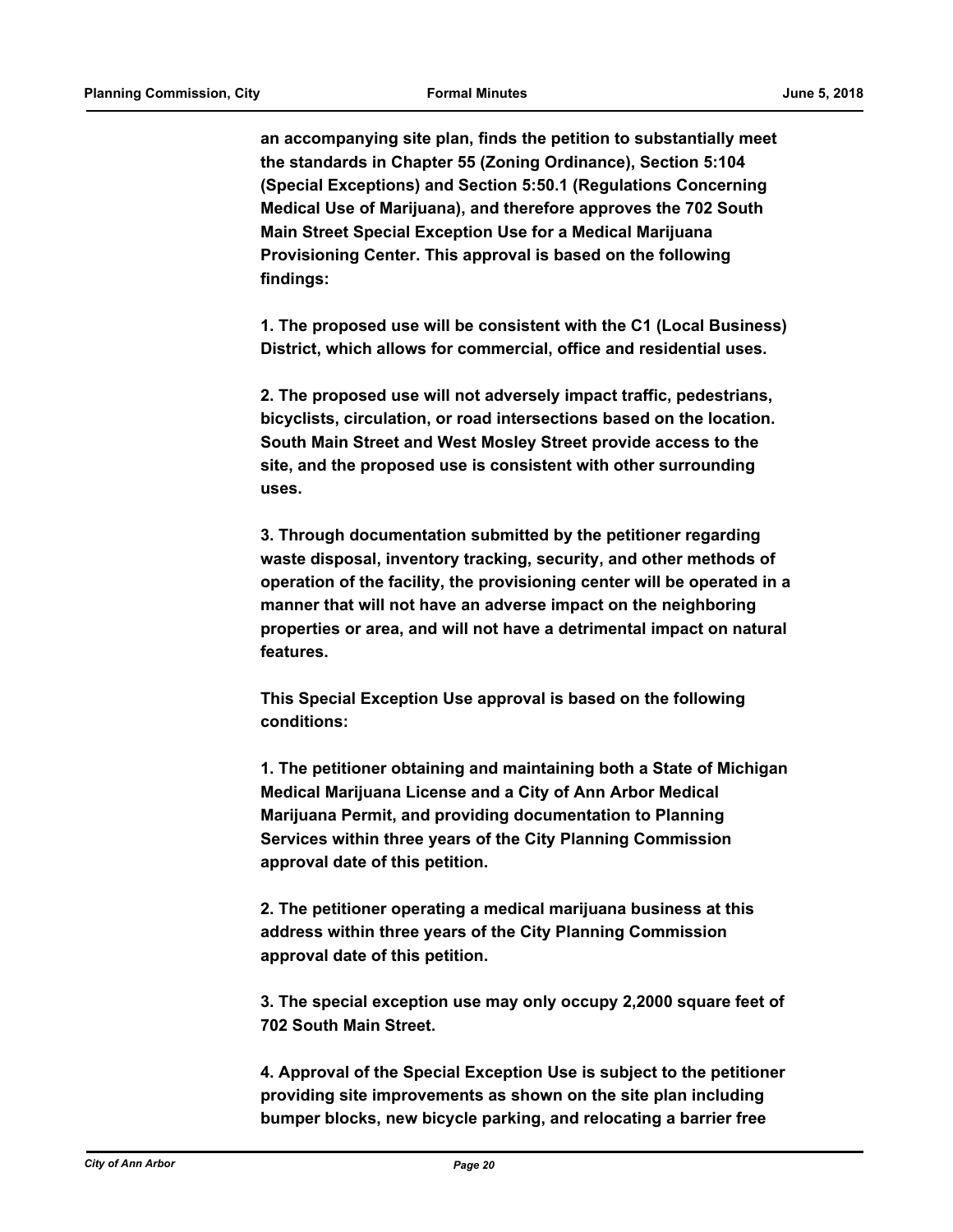**an accompanying site plan, finds the petition to substantially meet the standards in Chapter 55 (Zoning Ordinance), Section 5:104 (Special Exceptions) and Section 5:50.1 (Regulations Concerning Medical Use of Marijuana), and therefore approves the 702 South Main Street Special Exception Use for a Medical Marijuana Provisioning Center. This approval is based on the following findings:**

**1. The proposed use will be consistent with the C1 (Local Business) District, which allows for commercial, office and residential uses.**

**2. The proposed use will not adversely impact traffic, pedestrians, bicyclists, circulation, or road intersections based on the location. South Main Street and West Mosley Street provide access to the site, and the proposed use is consistent with other surrounding uses.**

**3. Through documentation submitted by the petitioner regarding waste disposal, inventory tracking, security, and other methods of operation of the facility, the provisioning center will be operated in a manner that will not have an adverse impact on the neighboring properties or area, and will not have a detrimental impact on natural features.**

**This Special Exception Use approval is based on the following conditions:**

**1. The petitioner obtaining and maintaining both a State of Michigan Medical Marijuana License and a City of Ann Arbor Medical Marijuana Permit, and providing documentation to Planning Services within three years of the City Planning Commission approval date of this petition.**

**2. The petitioner operating a medical marijuana business at this address within three years of the City Planning Commission approval date of this petition.**

**3. The special exception use may only occupy 2,2000 square feet of 702 South Main Street.**

**4. Approval of the Special Exception Use is subject to the petitioner providing site improvements as shown on the site plan including bumper blocks, new bicycle parking, and relocating a barrier free**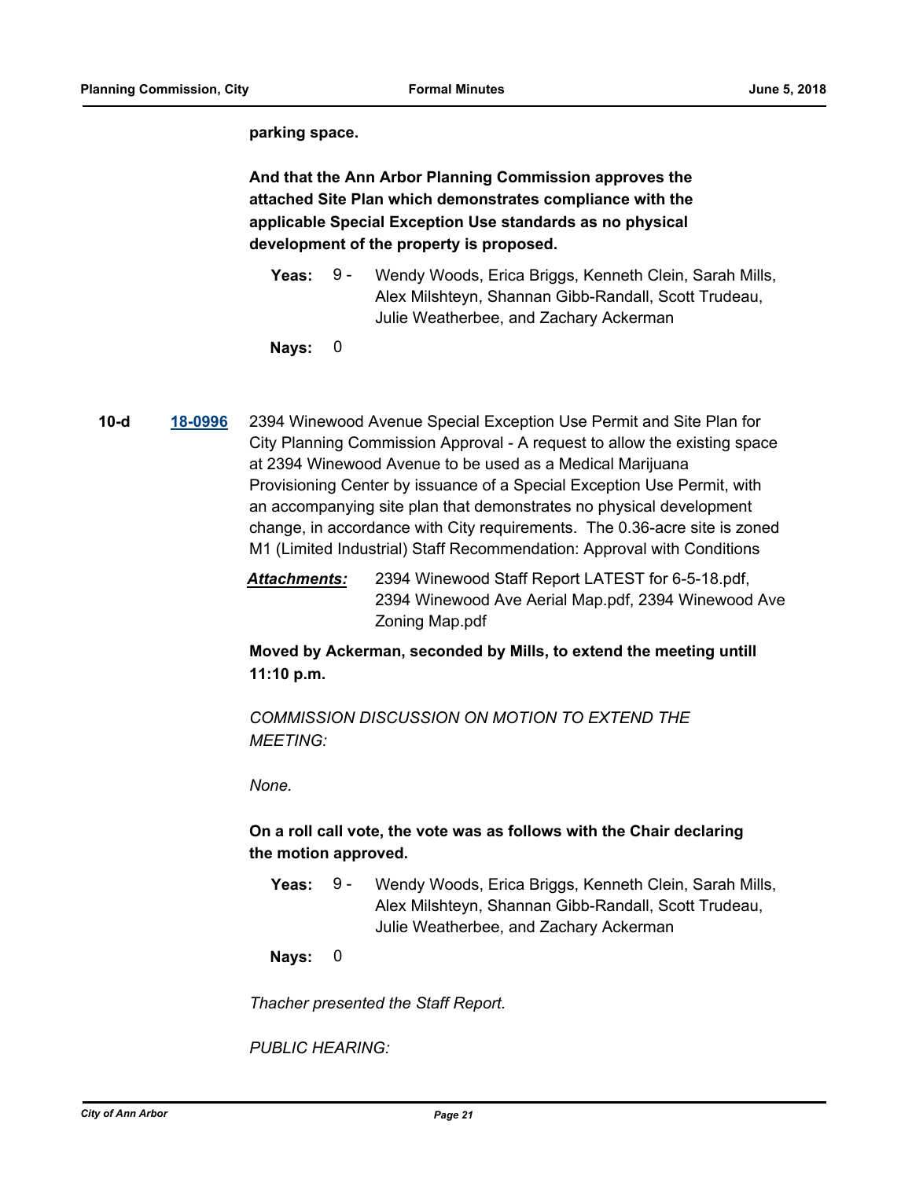**parking space.**

**And that the Ann Arbor Planning Commission approves the attached Site Plan which demonstrates compliance with the applicable Special Exception Use standards as no physical development of the property is proposed.**

**Yeas:** 9 - Wendy Woods, Erica Briggs, Kenneth Clein, Sarah Mills, Alex Milshteyn, Shannan Gibb-Randall, Scott Trudeau, Julie Weatherbee, and Zachary Ackerman

**Nays:** 0

**10-d** **18-0996** 2394 Winewood Avenue Special Exception Use Permit and Site Plan for City Planning Commission Approval - A request to allow the existing space at 2394 Winewood Avenue to be used as a Medical Marijuana Provisioning Center by issuance of a Special Exception Use Permit, with an accompanying site plan that demonstrates no physical development change, in accordance with City requirements. The 0.36-acre site is zoned M1 (Limited Industrial) Staff Recommendation: Approval with Conditions

***Attachments:*** 2394 Winewood Staff Report LATEST for 6-5-18.pdf, 2394 Winewood Ave Aerial Map.pdf, 2394 Winewood Ave Zoning Map.pdf

**Moved by Ackerman, seconded by Mills, to extend the meeting untill 11:10 p.m.**

*COMMISSION DISCUSSION ON MOTION TO EXTEND THE MEETING:*

*None.*

**On a roll call vote, the vote was as follows with the Chair declaring the motion approved.**

**Yeas:** 9 - Wendy Woods, Erica Briggs, Kenneth Clein, Sarah Mills, Alex Milshteyn, Shannan Gibb-Randall, Scott Trudeau, Julie Weatherbee, and Zachary Ackerman

**Nays:** 0

*Thacher presented the Staff Report.*

*PUBLIC HEARING:*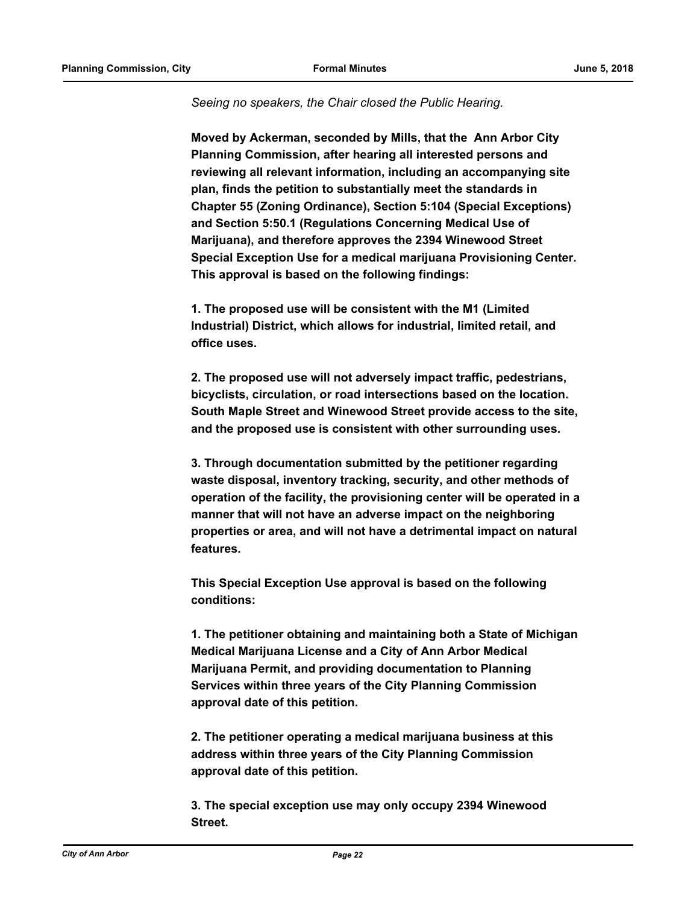*Seeing no speakers, the Chair closed the Public Hearing.*

**Moved by Ackerman, seconded by Mills, that the Ann Arbor City Planning Commission, after hearing all interested persons and reviewing all relevant information, including an accompanying site plan, finds the petition to substantially meet the standards in Chapter 55 (Zoning Ordinance), Section 5:104 (Special Exceptions) and Section 5:50.1 (Regulations Concerning Medical Use of Marijuana), and therefore approves the 2394 Winewood Street Special Exception Use for a medical marijuana Provisioning Center. This approval is based on the following findings:**

**1. The proposed use will be consistent with the M1 (Limited Industrial) District, which allows for industrial, limited retail, and office uses.**

**2. The proposed use will not adversely impact traffic, pedestrians, bicyclists, circulation, or road intersections based on the location. South Maple Street and Winewood Street provide access to the site, and the proposed use is consistent with other surrounding uses.**

**3. Through documentation submitted by the petitioner regarding waste disposal, inventory tracking, security, and other methods of operation of the facility, the provisioning center will be operated in a manner that will not have an adverse impact on the neighboring properties or area, and will not have a detrimental impact on natural features.**

**This Special Exception Use approval is based on the following conditions:**

**1. The petitioner obtaining and maintaining both a State of Michigan Medical Marijuana License and a City of Ann Arbor Medical Marijuana Permit, and providing documentation to Planning Services within three years of the City Planning Commission approval date of this petition.**

**2. The petitioner operating a medical marijuana business at this address within three years of the City Planning Commission approval date of this petition.**

**3. The special exception use may only occupy 2394 Winewood Street.**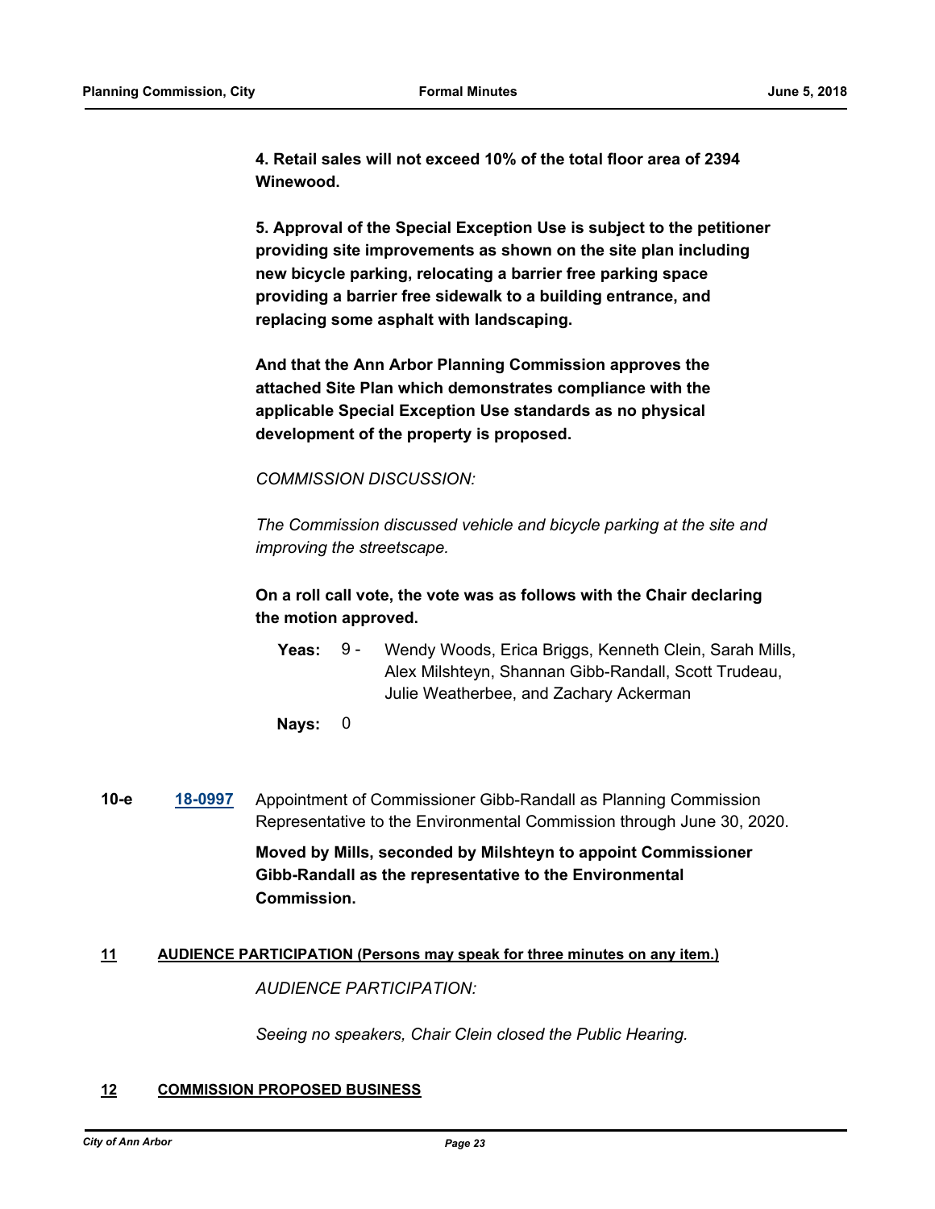**4. Retail sales will not exceed 10% of the total floor area of 2394 Winewood.**

**5. Approval of the Special Exception Use is subject to the petitioner providing site improvements as shown on the site plan including new bicycle parking, relocating a barrier free parking space providing a barrier free sidewalk to a building entrance, and replacing some asphalt with landscaping.**

**And that the Ann Arbor Planning Commission approves the attached Site Plan which demonstrates compliance with the applicable Special Exception Use standards as no physical development of the property is proposed.**

*COMMISSION DISCUSSION:*

*The Commission discussed vehicle and bicycle parking at the site and improving the streetscape.*

**On a roll call vote, the vote was as follows with the Chair declaring the motion approved.**

**Yeas:** 9 - Wendy Woods, Erica Briggs, Kenneth Clein, Sarah Mills, Alex Milshteyn, Shannan Gibb-Randall, Scott Trudeau, Julie Weatherbee, and Zachary Ackerman

**Nays:** 0

**10-e** **18-0997** Appointment of Commissioner Gibb-Randall as Planning Commission Representative to the Environmental Commission through June 30, 2020.

**Moved by Mills, seconded by Milshteyn to appoint Commissioner Gibb-Randall as the representative to the Environmental Commission.**

## 11 AUDIENCE PARTICIPATION (Persons may speak for three minutes on any item.)

*AUDIENCE PARTICIPATION:*

*Seeing no speakers, Chair Clein closed the Public Hearing.*

## 12 COMMISSION PROPOSED BUSINESS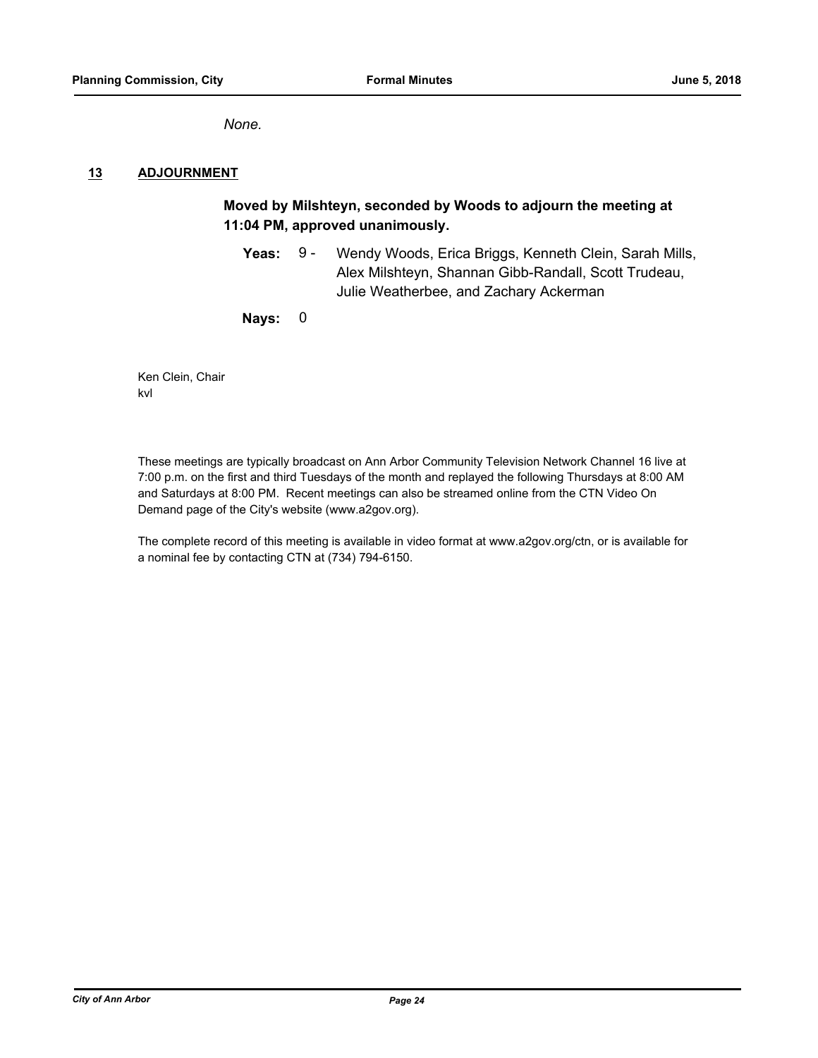*None.*

## 13 ADJOURNMENT

**Moved by Milshteyn, seconded by Woods to adjourn the meeting at 11:04 PM, approved unanimously.**

**Yeas:** 9 - Wendy Woods, Erica Briggs, Kenneth Clein, Sarah Mills, Alex Milshteyn, Shannan Gibb-Randall, Scott Trudeau, Julie Weatherbee, and Zachary Ackerman

**Nays:** 0

Ken Clein, Chair
kvl

These meetings are typically broadcast on Ann Arbor Community Television Network Channel 16 live at 7:00 p.m. on the first and third Tuesdays of the month and replayed the following Thursdays at 8:00 AM and Saturdays at 8:00 PM. Recent meetings can also be streamed online from the CTN Video On Demand page of the City's website (www.a2gov.org).

The complete record of this meeting is available in video format at www.a2gov.org/ctn, or is available for a nominal fee by contacting CTN at (734) 794-6150.